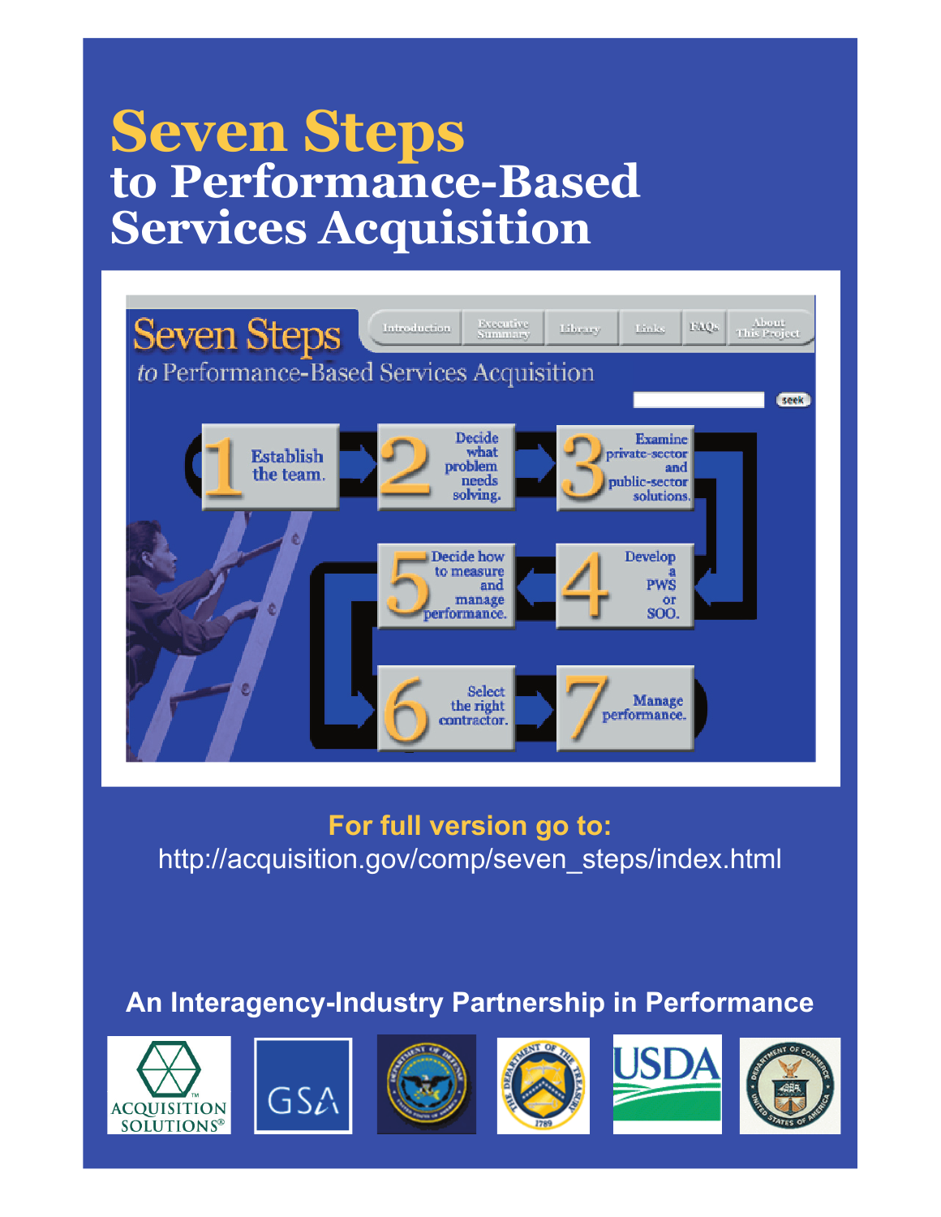# Seven Steps
## to Performance-Based Services Acquisition

Seven Steps

*to* Performance-Based Services Acquisition

Introduction | Executive Summary | Library | Links | FAQs | About This Project

1. Establish the team.
2. Decide what problem needs solving.
3. Examine private-sector and public-sector solutions.
4. Develop a PWS or SOO.
5. Decide how to measure and manage performance.
6. Select the right contractor.
7. Manage performance.

**For full version go to:**

http://acquisition.gov/comp/seven_steps/index.html

**An Interagency-Industry Partnership in Performance**

ACQUISITION SOLUTIONS® | GSA | USDA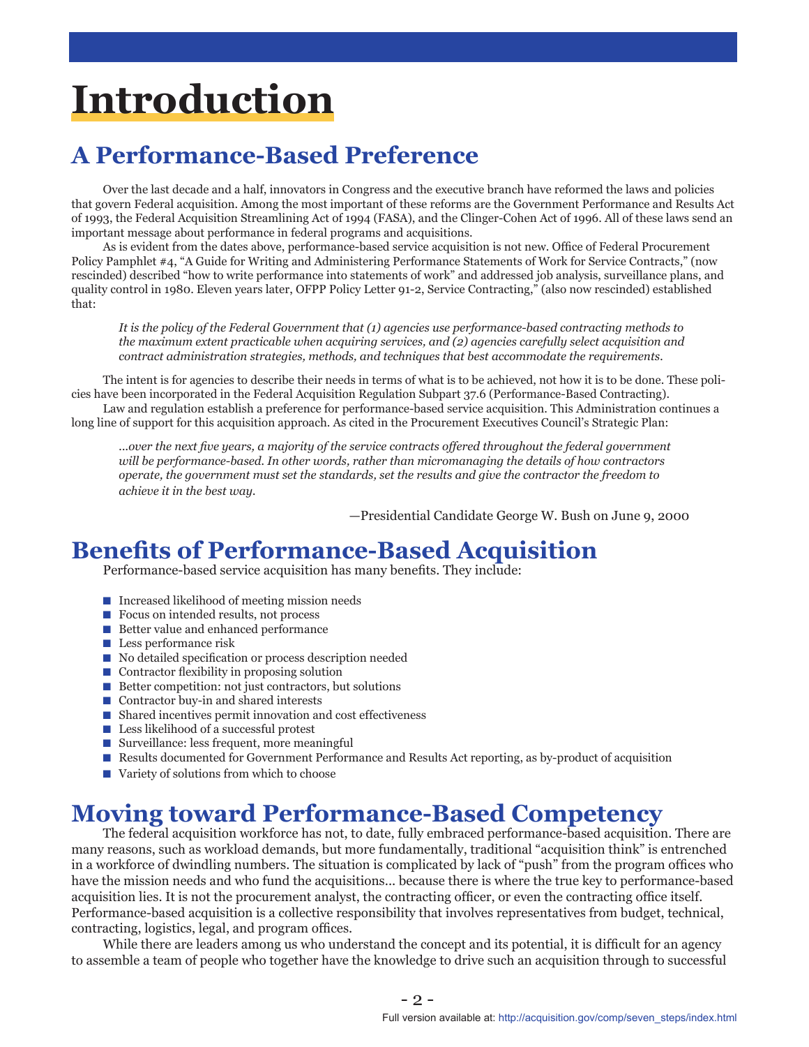# Introduction

## A Performance-Based Preference

Over the last decade and a half, innovators in Congress and the executive branch have reformed the laws and policies that govern Federal acquisition. Among the most important of these reforms are the Government Performance and Results Act of 1993, the Federal Acquisition Streamlining Act of 1994 (FASA), and the Clinger-Cohen Act of 1996. All of these laws send an important message about performance in federal programs and acquisitions.

As is evident from the dates above, performance-based service acquisition is not new. Office of Federal Procurement Policy Pamphlet #4, "A Guide for Writing and Administering Performance Statements of Work for Service Contracts," (now rescinded) described "how to write performance into statements of work" and addressed job analysis, surveillance plans, and quality control in 1980. Eleven years later, OFPP Policy Letter 91-2, Service Contracting," (also now rescinded) established that:

> *It is the policy of the Federal Government that (1) agencies use performance-based contracting methods to the maximum extent practicable when acquiring services, and (2) agencies carefully select acquisition and contract administration strategies, methods, and techniques that best accommodate the requirements.*

The intent is for agencies to describe their needs in terms of what is to be achieved, not how it is to be done. These policies have been incorporated in the Federal Acquisition Regulation Subpart 37.6 (Performance-Based Contracting).

Law and regulation establish a preference for performance-based service acquisition. This Administration continues a long line of support for this acquisition approach. As cited in the Procurement Executives Council's Strategic Plan:

> *...over the next five years, a majority of the service contracts offered throughout the federal government will be performance-based. In other words, rather than micromanaging the details of how contractors operate, the government must set the standards, set the results and give the contractor the freedom to achieve it in the best way.*

—Presidential Candidate George W. Bush on June 9, 2000

## Benefits of Performance-Based Acquisition

Performance-based service acquisition has many benefits. They include:

- Increased likelihood of meeting mission needs
- Focus on intended results, not process
- Better value and enhanced performance
- Less performance risk
- No detailed specification or process description needed
- Contractor flexibility in proposing solution
- Better competition: not just contractors, but solutions
- Contractor buy-in and shared interests
- Shared incentives permit innovation and cost effectiveness
- Less likelihood of a successful protest
- Surveillance: less frequent, more meaningful
- Results documented for Government Performance and Results Act reporting, as by-product of acquisition
- Variety of solutions from which to choose

## Moving toward Performance-Based Competency

The federal acquisition workforce has not, to date, fully embraced performance-based acquisition. There are many reasons, such as workload demands, but more fundamentally, traditional "acquisition think" is entrenched in a workforce of dwindling numbers. The situation is complicated by lack of "push" from the program offices who have the mission needs and who fund the acquisitions... because there is where the true key to performance-based acquisition lies. It is not the procurement analyst, the contracting officer, or even the contracting office itself. Performance-based acquisition is a collective responsibility that involves representatives from budget, technical, contracting, logistics, legal, and program offices.

While there are leaders among us who understand the concept and its potential, it is difficult for an agency to assemble a team of people who together have the knowledge to drive such an acquisition through to successful

Full version available at: http://acquisition.gov/comp/seven_steps/index.html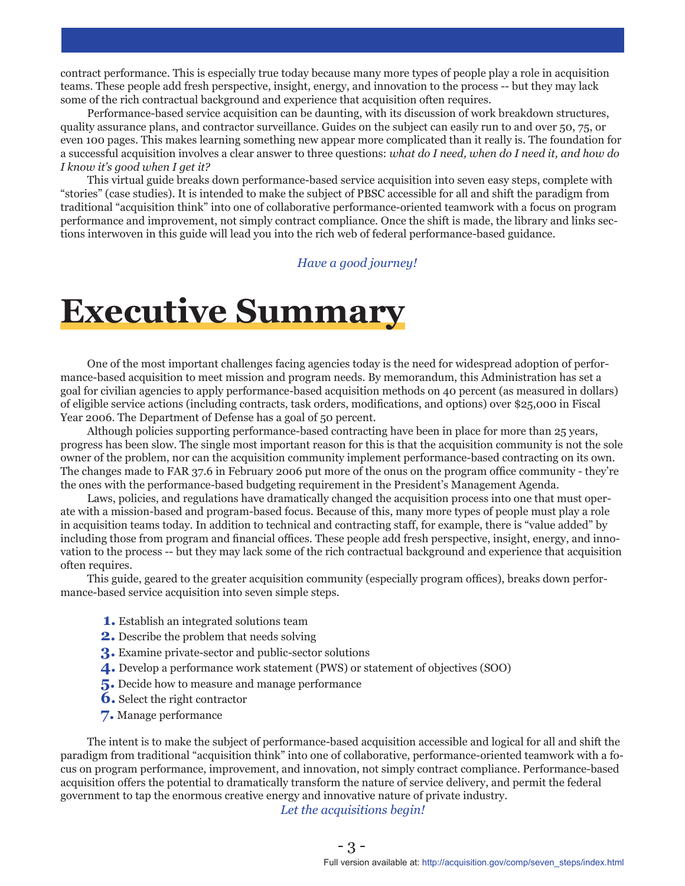contract performance. This is especially true today because many more types of people play a role in acquisition teams. These people add fresh perspective, insight, energy, and innovation to the process -- but they may lack some of the rich contractual background and experience that acquisition often requires.

Performance-based service acquisition can be daunting, with its discussion of work breakdown structures, quality assurance plans, and contractor surveillance. Guides on the subject can easily run to and over 50, 75, or even 100 pages. This makes learning something new appear more complicated than it really is. The foundation for a successful acquisition involves a clear answer to three questions: *what do I need, when do I need it, and how do I know it's good when I get it?*

This virtual guide breaks down performance-based service acquisition into seven easy steps, complete with "stories" (case studies). It is intended to make the subject of PBSC accessible for all and shift the paradigm from traditional "acquisition think" into one of collaborative performance-oriented teamwork with a focus on program performance and improvement, not simply contract compliance. Once the shift is made, the library and links sections interwoven in this guide will lead you into the rich web of federal performance-based guidance.

*Have a good journey!*

# Executive Summary

One of the most important challenges facing agencies today is the need for widespread adoption of performance-based acquisition to meet mission and program needs. By memorandum, this Administration has set a goal for civilian agencies to apply performance-based acquisition methods on 40 percent (as measured in dollars) of eligible service actions (including contracts, task orders, modifications, and options) over $25,000 in Fiscal Year 2006. The Department of Defense has a goal of 50 percent.

Although policies supporting performance-based contracting have been in place for more than 25 years, progress has been slow. The single most important reason for this is that the acquisition community is not the sole owner of the problem, nor can the acquisition community implement performance-based contracting on its own. The changes made to FAR 37.6 in February 2006 put more of the onus on the program office community - they're the ones with the performance-based budgeting requirement in the President's Management Agenda.

Laws, policies, and regulations have dramatically changed the acquisition process into one that must operate with a mission-based and program-based focus. Because of this, many more types of people must play a role in acquisition teams today. In addition to technical and contracting staff, for example, there is "value added" by including those from program and financial offices. These people add fresh perspective, insight, energy, and innovation to the process -- but they may lack some of the rich contractual background and experience that acquisition often requires.

This guide, geared to the greater acquisition community (especially program offices), breaks down performance-based service acquisition into seven simple steps.

1. Establish an integrated solutions team
2. Describe the problem that needs solving
3. Examine private-sector and public-sector solutions
4. Develop a performance work statement (PWS) or statement of objectives (SOO)
5. Decide how to measure and manage performance
6. Select the right contractor
7. Manage performance

The intent is to make the subject of performance-based acquisition accessible and logical for all and shift the paradigm from traditional "acquisition think" into one of collaborative, performance-oriented teamwork with a focus on program performance, improvement, and innovation, not simply contract compliance. Performance-based acquisition offers the potential to dramatically transform the nature of service delivery, and permit the federal government to tap the enormous creative energy and innovative nature of private industry.

*Let the acquisitions begin!*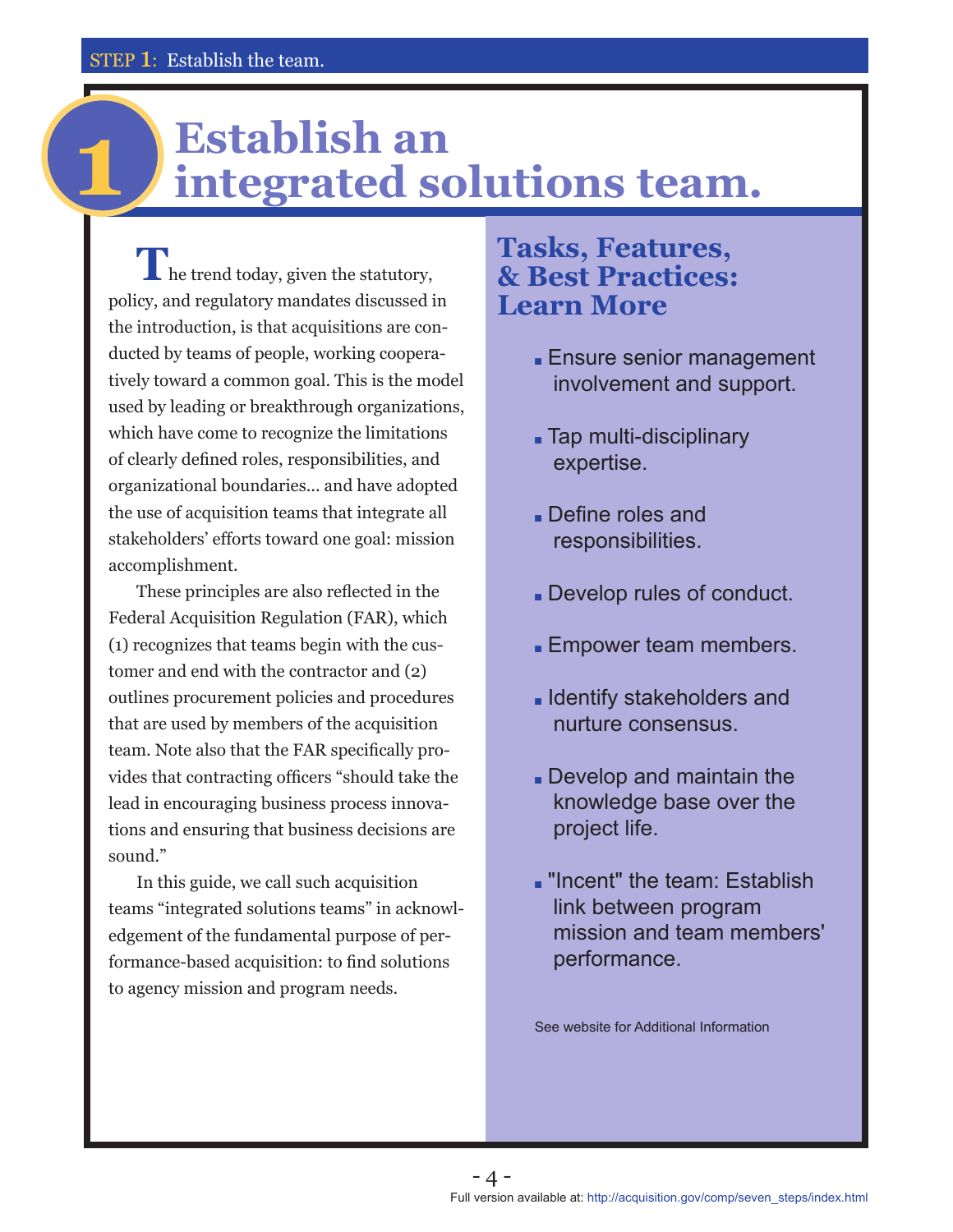# 1 Establish an integrated solutions team.

The trend today, given the statutory, policy, and regulatory mandates discussed in the introduction, is that acquisitions are conducted by teams of people, working cooperatively toward a common goal. This is the model used by leading or breakthrough organizations, which have come to recognize the limitations of clearly defined roles, responsibilities, and organizational boundaries... and have adopted the use of acquisition teams that integrate all stakeholders' efforts toward one goal: mission accomplishment.

These principles are also reflected in the Federal Acquisition Regulation (FAR), which (1) recognizes that teams begin with the customer and end with the contractor and (2) outlines procurement policies and procedures that are used by members of the acquisition team. Note also that the FAR specifically provides that contracting officers "should take the lead in encouraging business process innovations and ensuring that business decisions are sound."

In this guide, we call such acquisition teams "integrated solutions teams" in acknowledgement of the fundamental purpose of performance-based acquisition: to find solutions to agency mission and program needs.

## Tasks, Features, & Best Practices: Learn More

- Ensure senior management involvement and support.
- Tap multi-disciplinary expertise.
- Define roles and responsibilities.
- Develop rules of conduct.
- Empower team members.
- Identify stakeholders and nurture consensus.
- Develop and maintain the knowledge base over the project life.
- "Incent" the team: Establish link between program mission and team members' performance.

See website for Additional Information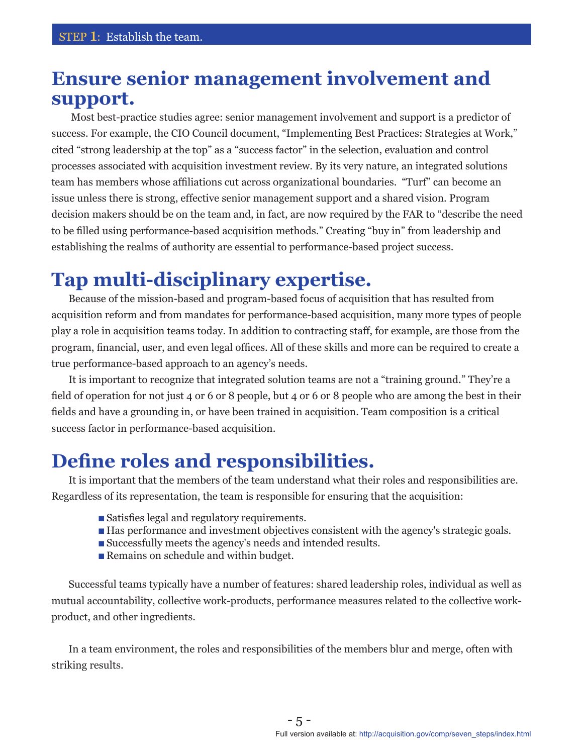STEP 1: Establish the team.

## Ensure senior management involvement and support.

Most best-practice studies agree: senior management involvement and support is a predictor of success. For example, the CIO Council document, "Implementing Best Practices: Strategies at Work," cited "strong leadership at the top" as a "success factor" in the selection, evaluation and control processes associated with acquisition investment review. By its very nature, an integrated solutions team has members whose affiliations cut across organizational boundaries. "Turf" can become an issue unless there is strong, effective senior management support and a shared vision. Program decision makers should be on the team and, in fact, are now required by the FAR to "describe the need to be filled using performance-based acquisition methods." Creating "buy in" from leadership and establishing the realms of authority are essential to performance-based project success.

## Tap multi-disciplinary expertise.

Because of the mission-based and program-based focus of acquisition that has resulted from acquisition reform and from mandates for performance-based acquisition, many more types of people play a role in acquisition teams today. In addition to contracting staff, for example, are those from the program, financial, user, and even legal offices. All of these skills and more can be required to create a true performance-based approach to an agency's needs.

It is important to recognize that integrated solution teams are not a "training ground." They're a field of operation for not just 4 or 6 or 8 people, but 4 or 6 or 8 people who are among the best in their fields and have a grounding in, or have been trained in acquisition. Team composition is a critical success factor in performance-based acquisition.

## Define roles and responsibilities.

It is important that the members of the team understand what their roles and responsibilities are. Regardless of its representation, the team is responsible for ensuring that the acquisition:

- Satisfies legal and regulatory requirements.
- Has performance and investment objectives consistent with the agency's strategic goals.
- Successfully meets the agency's needs and intended results.
- Remains on schedule and within budget.

Successful teams typically have a number of features: shared leadership roles, individual as well as mutual accountability, collective work-products, performance measures related to the collective work-product, and other ingredients.

In a team environment, the roles and responsibilities of the members blur and merge, often with striking results.

Full version available at: http://acquisition.gov/comp/seven_steps/index.html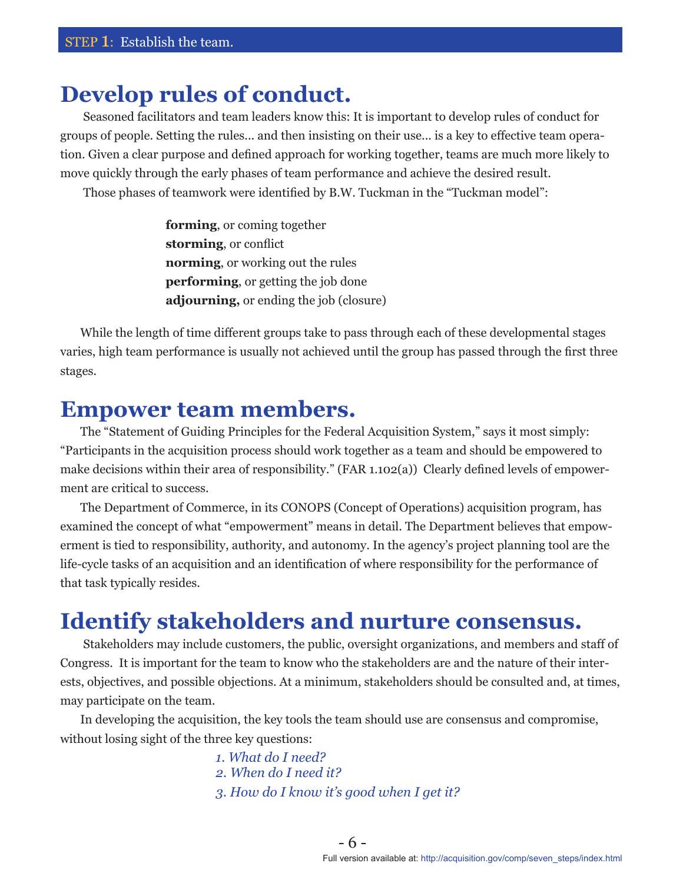## Develop rules of conduct.

Seasoned facilitators and team leaders know this: It is important to develop rules of conduct for groups of people. Setting the rules... and then insisting on their use... is a key to effective team operation. Given a clear purpose and defined approach for working together, teams are much more likely to move quickly through the early phases of team performance and achieve the desired result.

Those phases of teamwork were identified by B.W. Tuckman in the "Tuckman model":

**forming**, or coming together
**storming**, or conflict
**norming**, or working out the rules
**performing**, or getting the job done
**adjourning,** or ending the job (closure)

While the length of time different groups take to pass through each of these developmental stages varies, high team performance is usually not achieved until the group has passed through the first three stages.

## Empower team members.

The "Statement of Guiding Principles for the Federal Acquisition System," says it most simply: "Participants in the acquisition process should work together as a team and should be empowered to make decisions within their area of responsibility." (FAR 1.102(a)) Clearly defined levels of empowerment are critical to success.

The Department of Commerce, in its CONOPS (Concept of Operations) acquisition program, has examined the concept of what "empowerment" means in detail. The Department believes that empowerment is tied to responsibility, authority, and autonomy. In the agency's project planning tool are the life-cycle tasks of an acquisition and an identification of where responsibility for the performance of that task typically resides.

## Identify stakeholders and nurture consensus.

Stakeholders may include customers, the public, oversight organizations, and members and staff of Congress. It is important for the team to know who the stakeholders are and the nature of their interests, objectives, and possible objections. At a minimum, stakeholders should be consulted and, at times, may participate on the team.

In developing the acquisition, the key tools the team should use are consensus and compromise, without losing sight of the three key questions:

*1. What do I need?*
*2. When do I need it?*
*3. How do I know it's good when I get it?*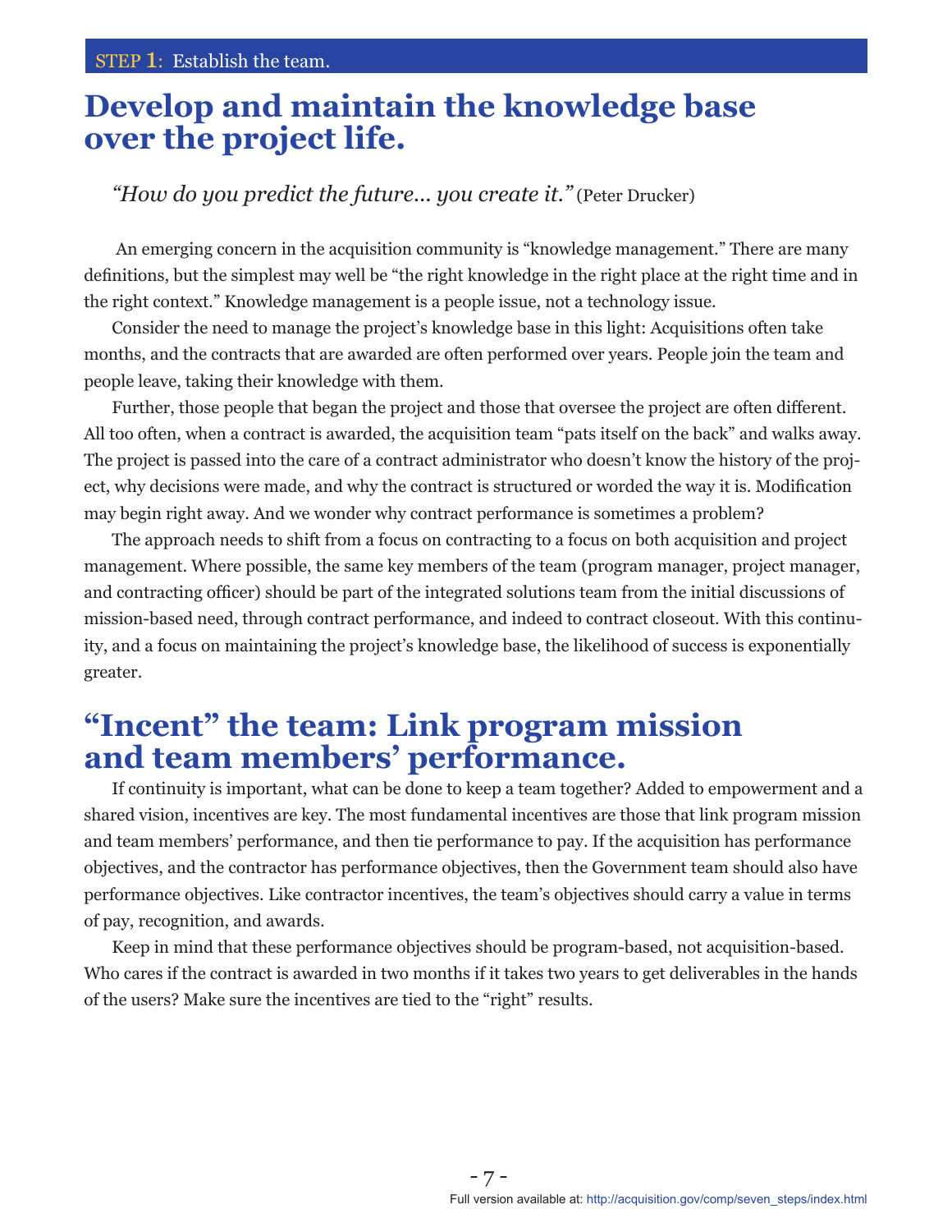STEP 1: Establish the team.

# Develop and maintain the knowledge base over the project life.

*"How do you predict the future... you create it."* (Peter Drucker)

An emerging concern in the acquisition community is "knowledge management." There are many definitions, but the simplest may well be "the right knowledge in the right place at the right time and in the right context." Knowledge management is a people issue, not a technology issue.

Consider the need to manage the project's knowledge base in this light: Acquisitions often take months, and the contracts that are awarded are often performed over years. People join the team and people leave, taking their knowledge with them.

Further, those people that began the project and those that oversee the project are often different. All too often, when a contract is awarded, the acquisition team "pats itself on the back" and walks away. The project is passed into the care of a contract administrator who doesn't know the history of the project, why decisions were made, and why the contract is structured or worded the way it is. Modification may begin right away. And we wonder why contract performance is sometimes a problem?

The approach needs to shift from a focus on contracting to a focus on both acquisition and project management. Where possible, the same key members of the team (program manager, project manager, and contracting officer) should be part of the integrated solutions team from the initial discussions of mission-based need, through contract performance, and indeed to contract closeout. With this continuity, and a focus on maintaining the project's knowledge base, the likelihood of success is exponentially greater.

# "Incent" the team: Link program mission and team members' performance.

If continuity is important, what can be done to keep a team together? Added to empowerment and a shared vision, incentives are key. The most fundamental incentives are those that link program mission and team members' performance, and then tie performance to pay. If the acquisition has performance objectives, and the contractor has performance objectives, then the Government team should also have performance objectives. Like contractor incentives, the team's objectives should carry a value in terms of pay, recognition, and awards.

Keep in mind that these performance objectives should be program-based, not acquisition-based. Who cares if the contract is awarded in two months if it takes two years to get deliverables in the hands of the users? Make sure the incentives are tied to the "right" results.

Full version available at: http://acquisition.gov/comp/seven_steps/index.html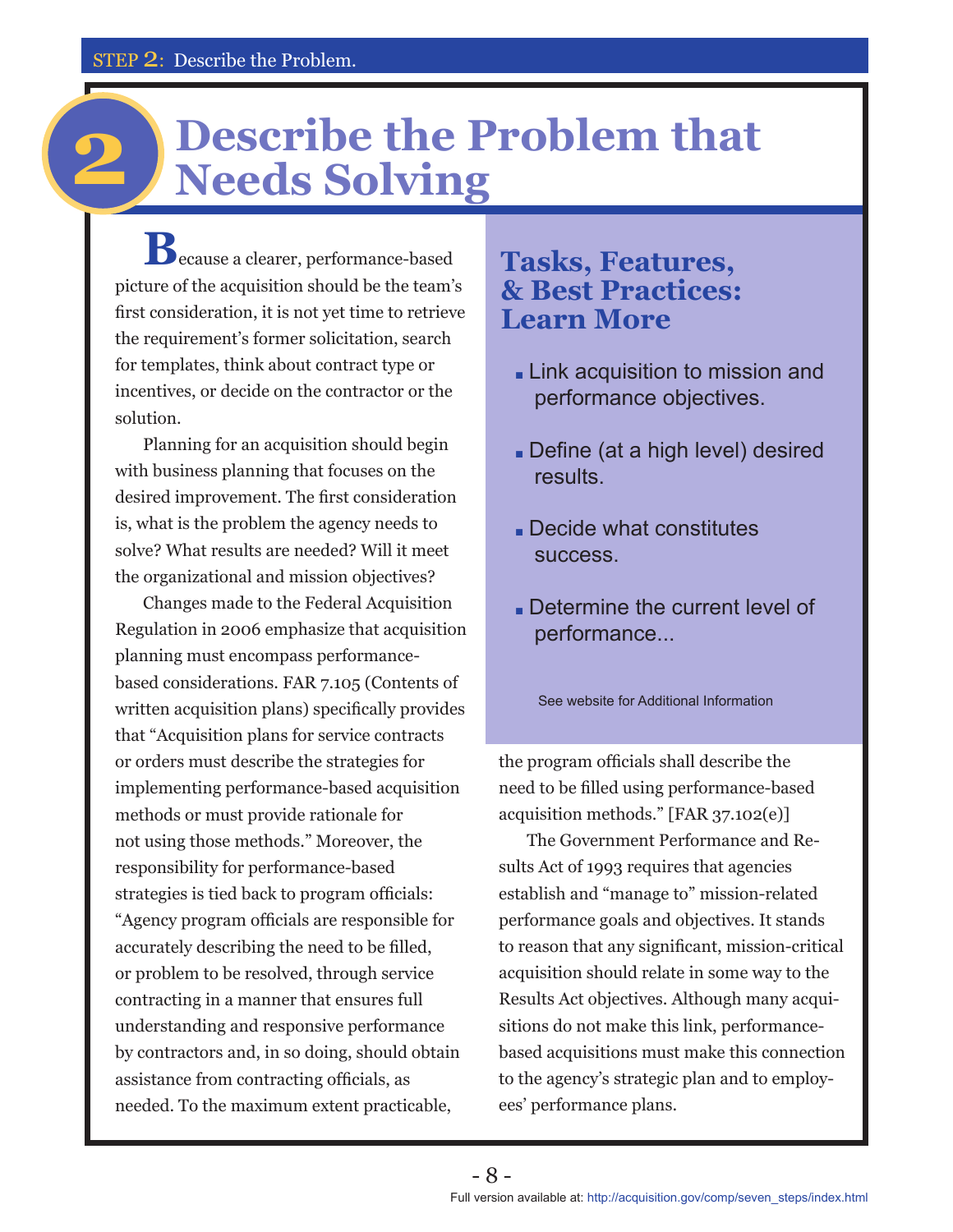# 2 Describe the Problem that Needs Solving

Because a clearer, performance-based picture of the acquisition should be the team's first consideration, it is not yet time to retrieve the requirement's former solicitation, search for templates, think about contract type or incentives, or decide on the contractor or the solution.

Planning for an acquisition should begin with business planning that focuses on the desired improvement. The first consideration is, what is the problem the agency needs to solve? What results are needed? Will it meet the organizational and mission objectives?

Changes made to the Federal Acquisition Regulation in 2006 emphasize that acquisition planning must encompass performance-based considerations. FAR 7.105 (Contents of written acquisition plans) specifically provides that "Acquisition plans for service contracts or orders must describe the strategies for implementing performance-based acquisition methods or must provide rationale for not using those methods." Moreover, the responsibility for performance-based strategies is tied back to program officials: "Agency program officials are responsible for accurately describing the need to be filled, or problem to be resolved, through service contracting in a manner that ensures full understanding and responsive performance by contractors and, in so doing, should obtain assistance from contracting officials, as needed. To the maximum extent practicable, the program officials shall describe the need to be filled using performance-based acquisition methods." [FAR 37.102(e)]

The Government Performance and Results Act of 1993 requires that agencies establish and "manage to" mission-related performance goals and objectives. It stands to reason that any significant, mission-critical acquisition should relate in some way to the Results Act objectives. Although many acquisitions do not make this link, performance-based acquisitions must make this connection to the agency's strategic plan and to employees' performance plans.

## Tasks, Features, & Best Practices: Learn More

- Link acquisition to mission and performance objectives.
- Define (at a high level) desired results.
- Decide what constitutes success.
- Determine the current level of performance...

See website for Additional Information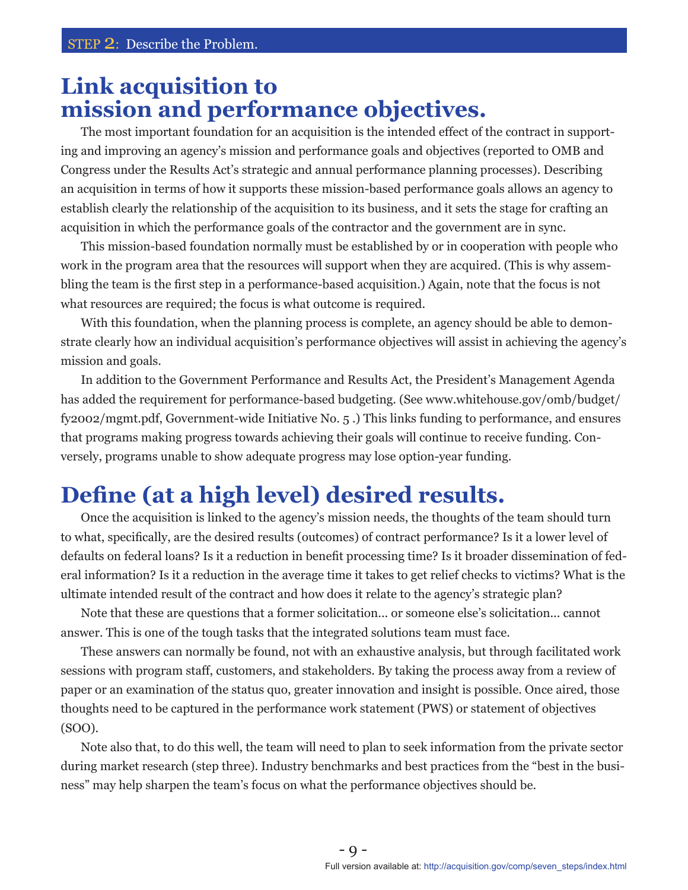STEP 2: Describe the Problem.

## Link acquisition to mission and performance objectives.

The most important foundation for an acquisition is the intended effect of the contract in supporting and improving an agency's mission and performance goals and objectives (reported to OMB and Congress under the Results Act's strategic and annual performance planning processes). Describing an acquisition in terms of how it supports these mission-based performance goals allows an agency to establish clearly the relationship of the acquisition to its business, and it sets the stage for crafting an acquisition in which the performance goals of the contractor and the government are in sync.

This mission-based foundation normally must be established by or in cooperation with people who work in the program area that the resources will support when they are acquired. (This is why assembling the team is the first step in a performance-based acquisition.) Again, note that the focus is not what resources are required; the focus is what outcome is required.

With this foundation, when the planning process is complete, an agency should be able to demonstrate clearly how an individual acquisition's performance objectives will assist in achieving the agency's mission and goals.

In addition to the Government Performance and Results Act, the President's Management Agenda has added the requirement for performance-based budgeting. (See www.whitehouse.gov/omb/budget/fy2002/mgmt.pdf, Government-wide Initiative No. 5 .) This links funding to performance, and ensures that programs making progress towards achieving their goals will continue to receive funding. Conversely, programs unable to show adequate progress may lose option-year funding.

## Define (at a high level) desired results.

Once the acquisition is linked to the agency's mission needs, the thoughts of the team should turn to what, specifically, are the desired results (outcomes) of contract performance? Is it a lower level of defaults on federal loans? Is it a reduction in benefit processing time? Is it broader dissemination of federal information? Is it a reduction in the average time it takes to get relief checks to victims? What is the ultimate intended result of the contract and how does it relate to the agency's strategic plan?

Note that these are questions that a former solicitation... or someone else's solicitation... cannot answer. This is one of the tough tasks that the integrated solutions team must face.

These answers can normally be found, not with an exhaustive analysis, but through facilitated work sessions with program staff, customers, and stakeholders. By taking the process away from a review of paper or an examination of the status quo, greater innovation and insight is possible. Once aired, those thoughts need to be captured in the performance work statement (PWS) or statement of objectives (SOO).

Note also that, to do this well, the team will need to plan to seek information from the private sector during market research (step three). Industry benchmarks and best practices from the "best in the business" may help sharpen the team's focus on what the performance objectives should be.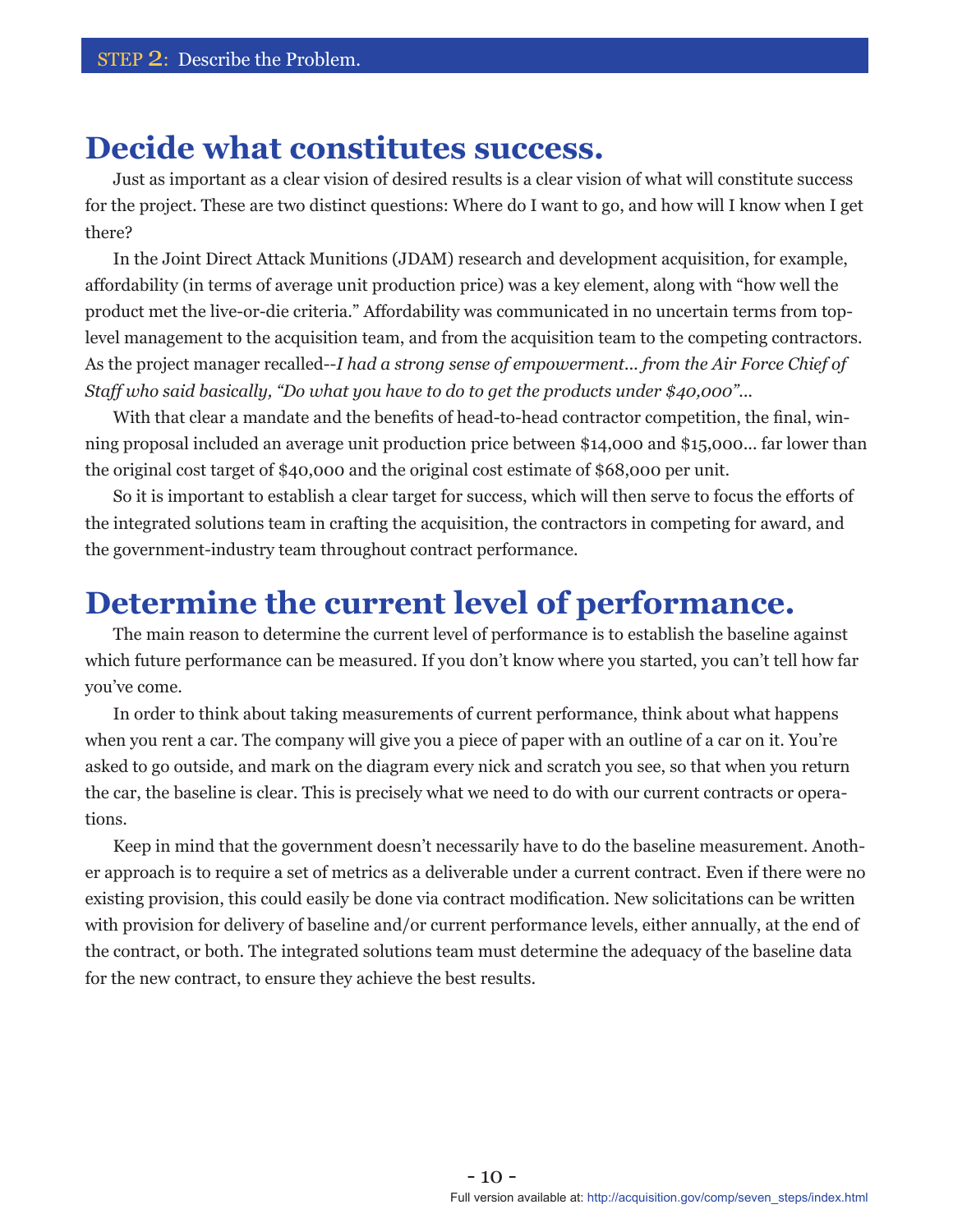## Decide what constitutes success.

Just as important as a clear vision of desired results is a clear vision of what will constitute success for the project. These are two distinct questions: Where do I want to go, and how will I know when I get there?

In the Joint Direct Attack Munitions (JDAM) research and development acquisition, for example, affordability (in terms of average unit production price) was a key element, along with "how well the product met the live-or-die criteria." Affordability was communicated in no uncertain terms from top-level management to the acquisition team, and from the acquisition team to the competing contractors. As the project manager recalled--*I had a strong sense of empowerment... from the Air Force Chief of Staff who said basically, "Do what you have to do to get the products under $40,000"...*

With that clear a mandate and the benefits of head-to-head contractor competition, the final, winning proposal included an average unit production price between $14,000 and $15,000... far lower than the original cost target of $40,000 and the original cost estimate of $68,000 per unit.

So it is important to establish a clear target for success, which will then serve to focus the efforts of the integrated solutions team in crafting the acquisition, the contractors in competing for award, and the government-industry team throughout contract performance.

## Determine the current level of performance.

The main reason to determine the current level of performance is to establish the baseline against which future performance can be measured. If you don't know where you started, you can't tell how far you've come.

In order to think about taking measurements of current performance, think about what happens when you rent a car. The company will give you a piece of paper with an outline of a car on it. You're asked to go outside, and mark on the diagram every nick and scratch you see, so that when you return the car, the baseline is clear. This is precisely what we need to do with our current contracts or operations.

Keep in mind that the government doesn't necessarily have to do the baseline measurement. Another approach is to require a set of metrics as a deliverable under a current contract. Even if there were no existing provision, this could easily be done via contract modification. New solicitations can be written with provision for delivery of baseline and/or current performance levels, either annually, at the end of the contract, or both. The integrated solutions team must determine the adequacy of the baseline data for the new contract, to ensure they achieve the best results.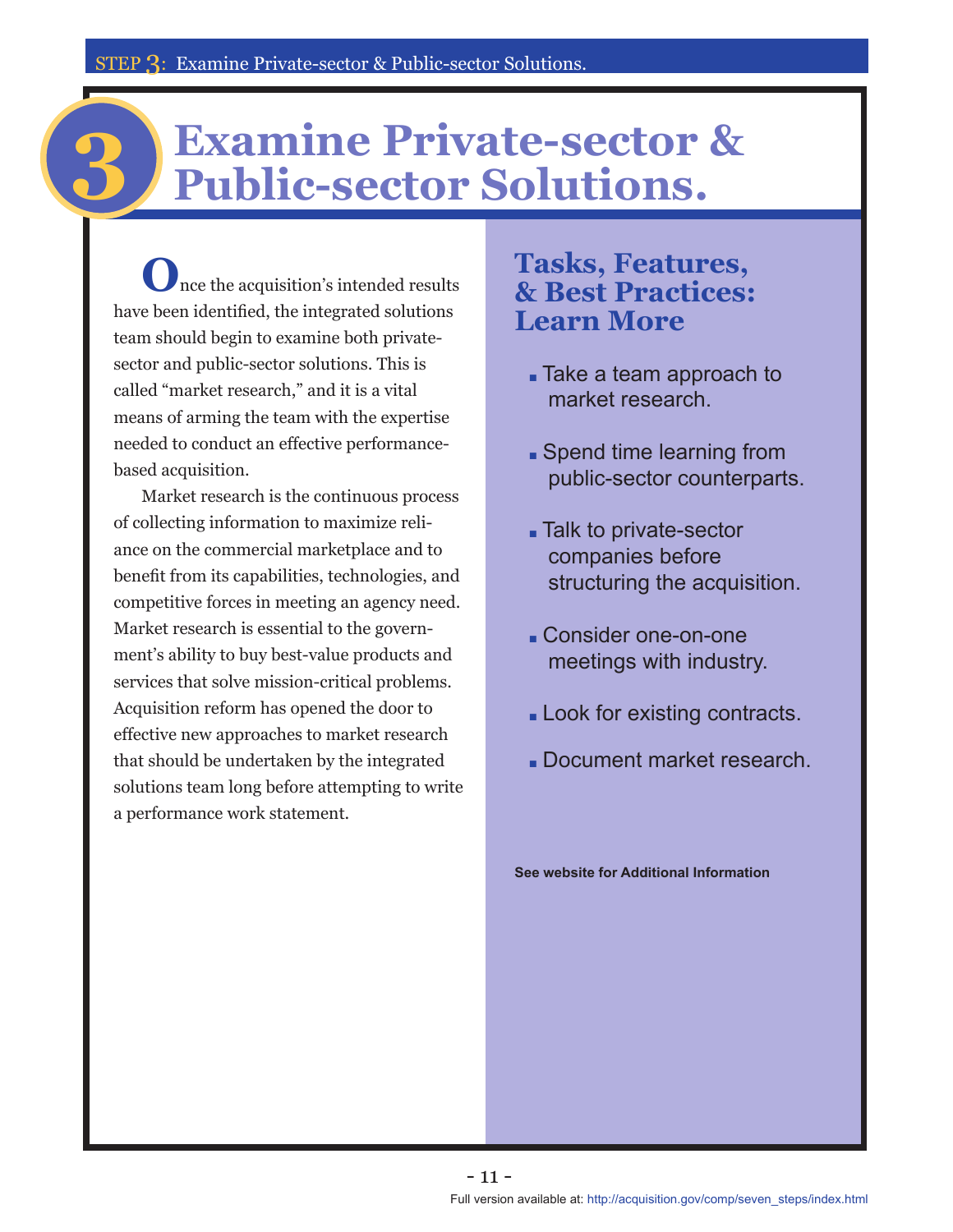# 3 Examine Private-sector & Public-sector Solutions.

Once the acquisition's intended results have been identified, the integrated solutions team should begin to examine both private-sector and public-sector solutions. This is called "market research," and it is a vital means of arming the team with the expertise needed to conduct an effective performance-based acquisition.

Market research is the continuous process of collecting information to maximize reliance on the commercial marketplace and to benefit from its capabilities, technologies, and competitive forces in meeting an agency need. Market research is essential to the government's ability to buy best-value products and services that solve mission-critical problems. Acquisition reform has opened the door to effective new approaches to market research that should be undertaken by the integrated solutions team long before attempting to write a performance work statement.

## Tasks, Features, & Best Practices: Learn More

- Take a team approach to market research.
- Spend time learning from public-sector counterparts.
- Talk to private-sector companies before structuring the acquisition.
- Consider one-on-one meetings with industry.
- Look for existing contracts.
- Document market research.

**See website for Additional Information**

Full version available at: http://acquisition.gov/comp/seven_steps/index.html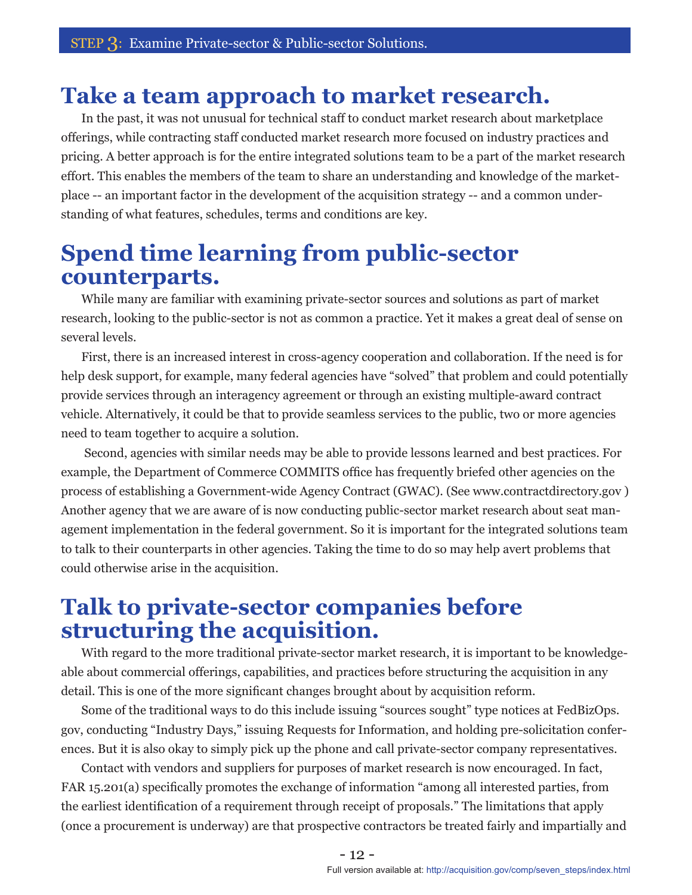## Take a team approach to market research.

In the past, it was not unusual for technical staff to conduct market research about marketplace offerings, while contracting staff conducted market research more focused on industry practices and pricing. A better approach is for the entire integrated solutions team to be a part of the market research effort. This enables the members of the team to share an understanding and knowledge of the marketplace -- an important factor in the development of the acquisition strategy -- and a common understanding of what features, schedules, terms and conditions are key.

## Spend time learning from public-sector counterparts.

While many are familiar with examining private-sector sources and solutions as part of market research, looking to the public-sector is not as common a practice. Yet it makes a great deal of sense on several levels.

First, there is an increased interest in cross-agency cooperation and collaboration. If the need is for help desk support, for example, many federal agencies have "solved" that problem and could potentially provide services through an interagency agreement or through an existing multiple-award contract vehicle. Alternatively, it could be that to provide seamless services to the public, two or more agencies need to team together to acquire a solution.

Second, agencies with similar needs may be able to provide lessons learned and best practices. For example, the Department of Commerce COMMITS office has frequently briefed other agencies on the process of establishing a Government-wide Agency Contract (GWAC). (See www.contractdirectory.gov ) Another agency that we are aware of is now conducting public-sector market research about seat management implementation in the federal government. So it is important for the integrated solutions team to talk to their counterparts in other agencies. Taking the time to do so may help avert problems that could otherwise arise in the acquisition.

## Talk to private-sector companies before structuring the acquisition.

With regard to the more traditional private-sector market research, it is important to be knowledgeable about commercial offerings, capabilities, and practices before structuring the acquisition in any detail. This is one of the more significant changes brought about by acquisition reform.

Some of the traditional ways to do this include issuing "sources sought" type notices at FedBizOps.gov, conducting "Industry Days," issuing Requests for Information, and holding pre-solicitation conferences. But it is also okay to simply pick up the phone and call private-sector company representatives.

Contact with vendors and suppliers for purposes of market research is now encouraged. In fact, FAR 15.201(a) specifically promotes the exchange of information "among all interested parties, from the earliest identification of a requirement through receipt of proposals." The limitations that apply (once a procurement is underway) are that prospective contractors be treated fairly and impartially and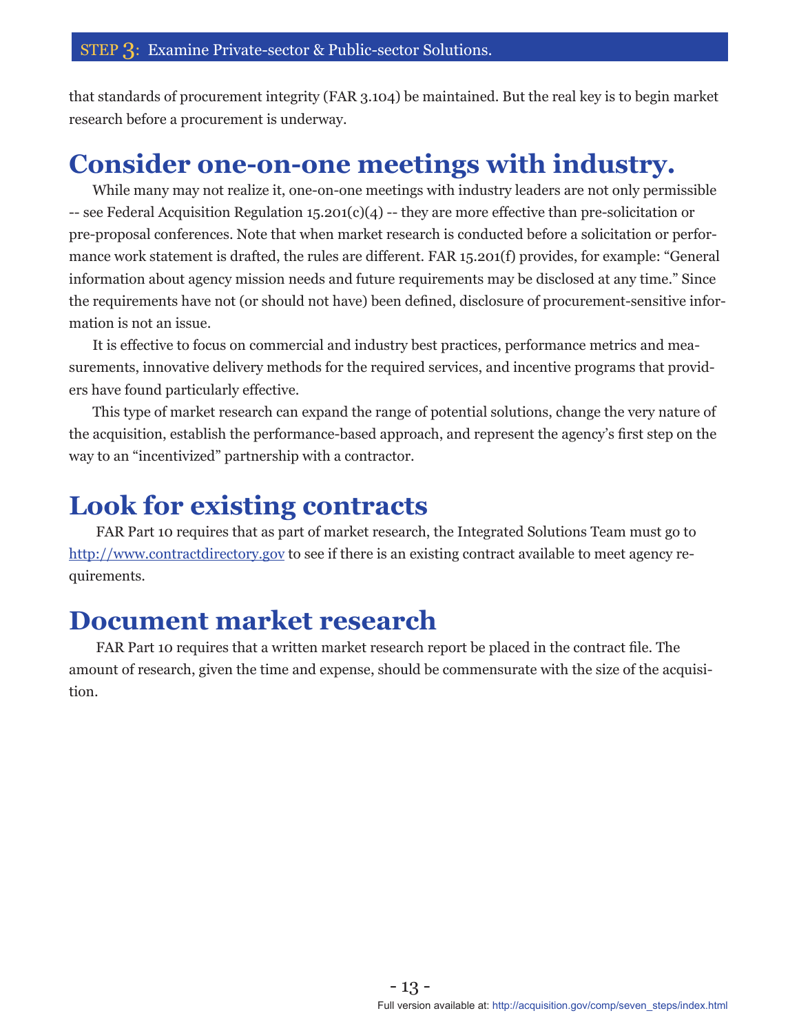that standards of procurement integrity (FAR 3.104) be maintained. But the real key is to begin market research before a procurement is underway.

## Consider one-on-one meetings with industry.

While many may not realize it, one-on-one meetings with industry leaders are not only permissible -- see Federal Acquisition Regulation 15.201(c)(4) -- they are more effective than pre-solicitation or pre-proposal conferences. Note that when market research is conducted before a solicitation or performance work statement is drafted, the rules are different. FAR 15.201(f) provides, for example: "General information about agency mission needs and future requirements may be disclosed at any time." Since the requirements have not (or should not have) been defined, disclosure of procurement-sensitive information is not an issue.

It is effective to focus on commercial and industry best practices, performance metrics and measurements, innovative delivery methods for the required services, and incentive programs that providers have found particularly effective.

This type of market research can expand the range of potential solutions, change the very nature of the acquisition, establish the performance-based approach, and represent the agency's first step on the way to an "incentivized" partnership with a contractor.

## Look for existing contracts

FAR Part 10 requires that as part of market research, the Integrated Solutions Team must go to http://www.contractdirectory.gov to see if there is an existing contract available to meet agency requirements.

## Document market research

FAR Part 10 requires that a written market research report be placed in the contract file. The amount of research, given the time and expense, should be commensurate with the size of the acquisition.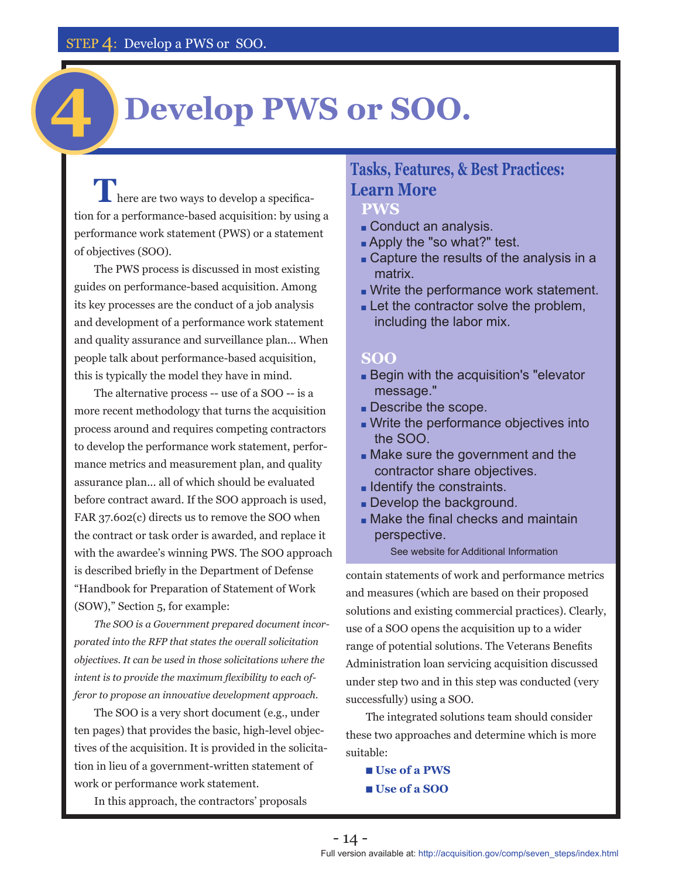# 4 Develop PWS or SOO.

There are two ways to develop a specification for a performance-based acquisition: by using a performance work statement (PWS) or a statement of objectives (SOO).

The PWS process is discussed in most existing guides on performance-based acquisition. Among its key processes are the conduct of a job analysis and development of a performance work statement and quality assurance and surveillance plan... When people talk about performance-based acquisition, this is typically the model they have in mind.

The alternative process -- use of a SOO -- is a more recent methodology that turns the acquisition process around and requires competing contractors to develop the performance work statement, performance metrics and measurement plan, and quality assurance plan... all of which should be evaluated before contract award. If the SOO approach is used, FAR 37.602(c) directs us to remove the SOO when the contract or task order is awarded, and replace it with the awardee's winning PWS. The SOO approach is described briefly in the Department of Defense "Handbook for Preparation of Statement of Work (SOW)," Section 5, for example:

*The SOO is a Government prepared document incorporated into the RFP that states the overall solicitation objectives. It can be used in those solicitations where the intent is to provide the maximum flexibility to each offeror to propose an innovative development approach.*

The SOO is a very short document (e.g., under ten pages) that provides the basic, high-level objectives of the acquisition. It is provided in the solicitation in lieu of a government-written statement of work or performance work statement.

In this approach, the contractors' proposals contain statements of work and performance metrics and measures (which are based on their proposed solutions and existing commercial practices). Clearly, use of a SOO opens the acquisition up to a wider range of potential solutions. The Veterans Benefits Administration loan servicing acquisition discussed under step two and in this step was conducted (very successfully) using a SOO.

The integrated solutions team should consider these two approaches and determine which is more suitable:

- **Use of a PWS**
- **Use of a SOO**

## Tasks, Features, & Best Practices: Learn More

### PWS

- Conduct an analysis.
- Apply the "so what?" test.
- Capture the results of the analysis in a matrix.
- Write the performance work statement.
- Let the contractor solve the problem, including the labor mix.

### SOO

- Begin with the acquisition's "elevator message."
- Describe the scope.
- Write the performance objectives into the SOO.
- Make sure the government and the contractor share objectives.
- Identify the constraints.
- Develop the background.
- Make the final checks and maintain perspective.

See website for Additional Information

Full version available at: http://acquisition.gov/comp/seven_steps/index.html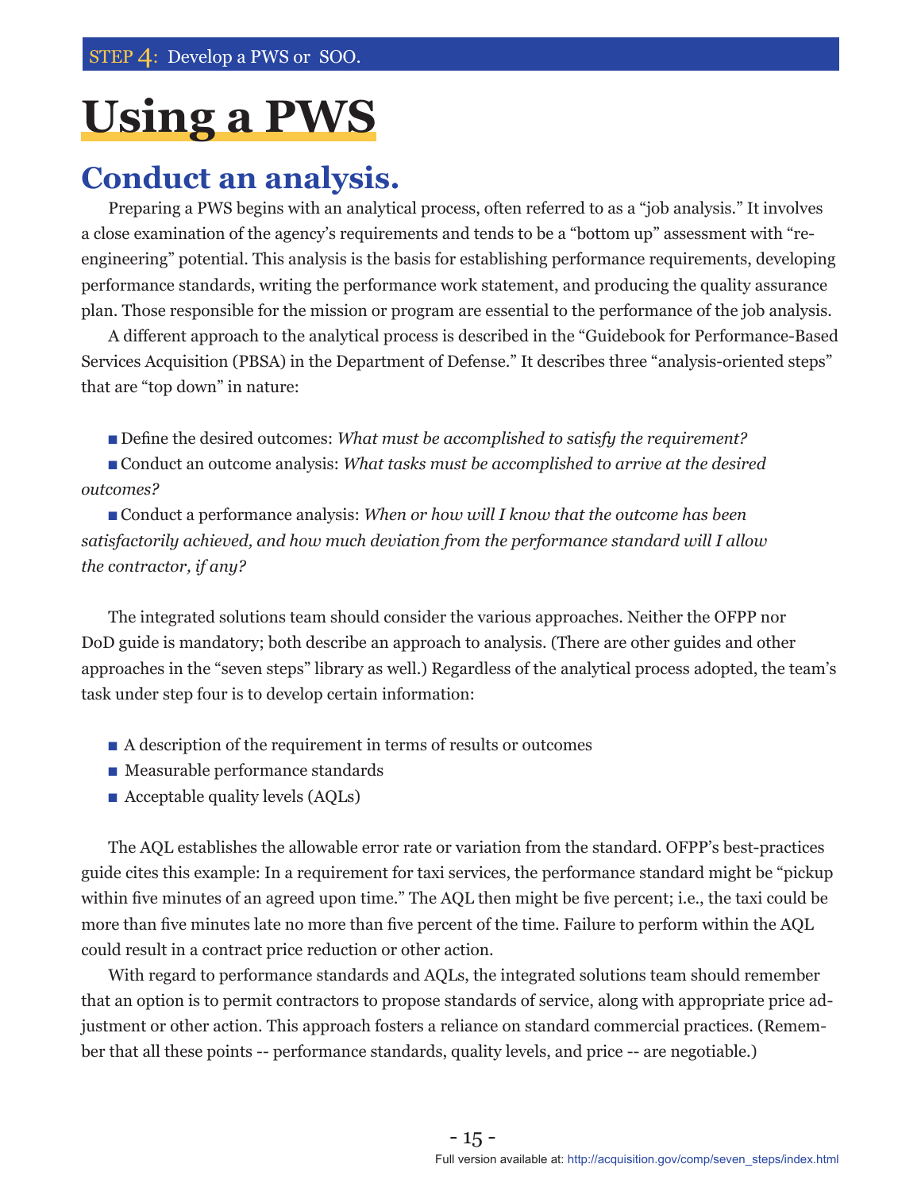STEP 4: Develop a PWS or SOO.

# Using a PWS

## Conduct an analysis.

Preparing a PWS begins with an analytical process, often referred to as a "job analysis." It involves a close examination of the agency's requirements and tends to be a "bottom up" assessment with "re-engineering" potential. This analysis is the basis for establishing performance requirements, developing performance standards, writing the performance work statement, and producing the quality assurance plan. Those responsible for the mission or program are essential to the performance of the job analysis.

A different approach to the analytical process is described in the "Guidebook for Performance-Based Services Acquisition (PBSA) in the Department of Defense." It describes three "analysis-oriented steps" that are "top down" in nature:

- Define the desired outcomes: *What must be accomplished to satisfy the requirement?*
- Conduct an outcome analysis: *What tasks must be accomplished to arrive at the desired outcomes?*
- Conduct a performance analysis: *When or how will I know that the outcome has been satisfactorily achieved, and how much deviation from the performance standard will I allow the contractor, if any?*

The integrated solutions team should consider the various approaches. Neither the OFPP nor DoD guide is mandatory; both describe an approach to analysis. (There are other guides and other approaches in the "seven steps" library as well.) Regardless of the analytical process adopted, the team's task under step four is to develop certain information:

- A description of the requirement in terms of results or outcomes
- Measurable performance standards
- Acceptable quality levels (AQLs)

The AQL establishes the allowable error rate or variation from the standard. OFPP's best-practices guide cites this example: In a requirement for taxi services, the performance standard might be "pickup within five minutes of an agreed upon time." The AQL then might be five percent; i.e., the taxi could be more than five minutes late no more than five percent of the time. Failure to perform within the AQL could result in a contract price reduction or other action.

With regard to performance standards and AQLs, the integrated solutions team should remember that an option is to permit contractors to propose standards of service, along with appropriate price adjustment or other action. This approach fosters a reliance on standard commercial practices. (Remember that all these points -- performance standards, quality levels, and price -- are negotiable.)

Full version available at: http://acquisition.gov/comp/seven_steps/index.html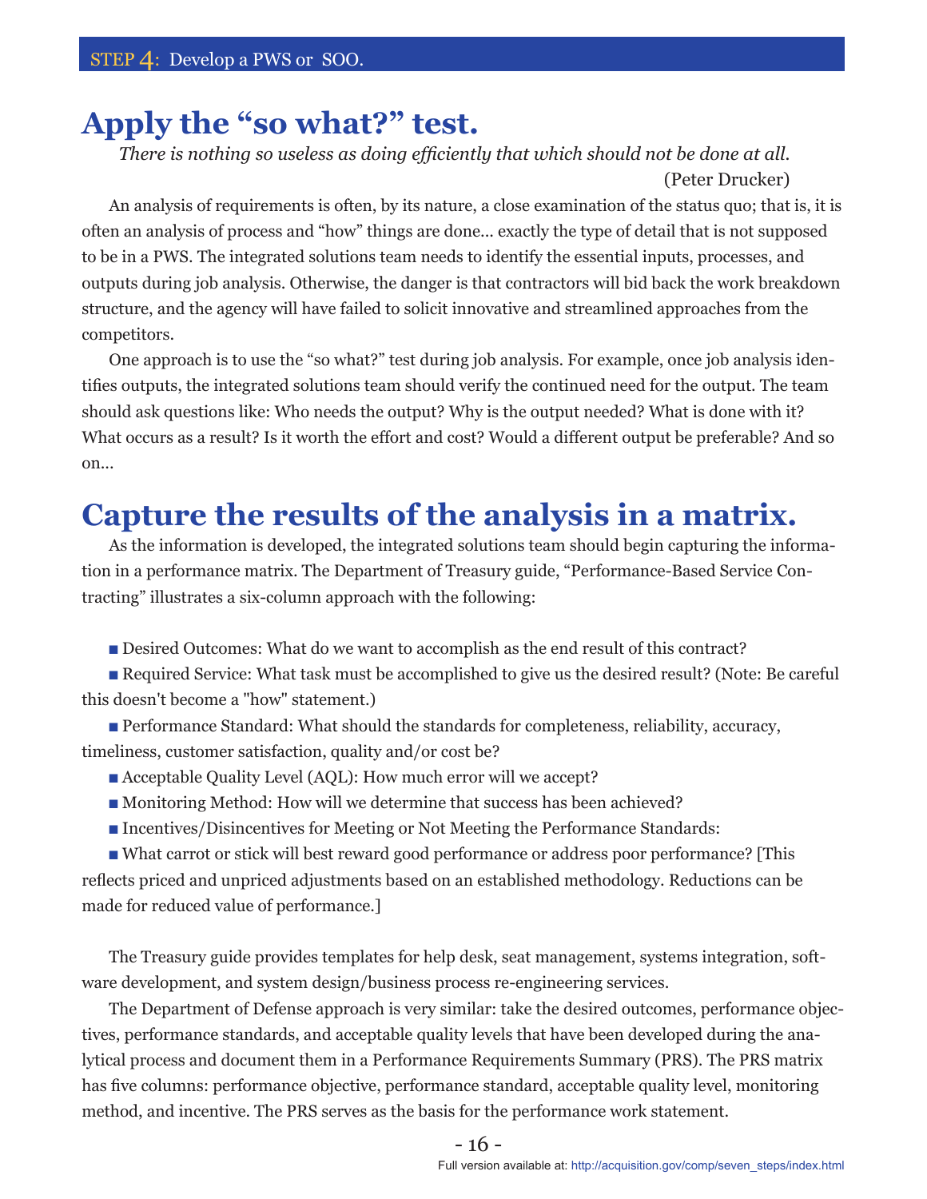## Apply the "so what?" test.

*There is nothing so useless as doing efficiently that which should not be done at all.*
(Peter Drucker)

An analysis of requirements is often, by its nature, a close examination of the status quo; that is, it is often an analysis of process and "how" things are done... exactly the type of detail that is not supposed to be in a PWS. The integrated solutions team needs to identify the essential inputs, processes, and outputs during job analysis. Otherwise, the danger is that contractors will bid back the work breakdown structure, and the agency will have failed to solicit innovative and streamlined approaches from the competitors.

One approach is to use the "so what?" test during job analysis. For example, once job analysis identifies outputs, the integrated solutions team should verify the continued need for the output. The team should ask questions like: Who needs the output? Why is the output needed? What is done with it? What occurs as a result? Is it worth the effort and cost? Would a different output be preferable? And so on...

## Capture the results of the analysis in a matrix.

As the information is developed, the integrated solutions team should begin capturing the information in a performance matrix. The Department of Treasury guide, "Performance-Based Service Contracting" illustrates a six-column approach with the following:

- Desired Outcomes: What do we want to accomplish as the end result of this contract?
- Required Service: What task must be accomplished to give us the desired result? (Note: Be careful this doesn't become a "how" statement.)
- Performance Standard: What should the standards for completeness, reliability, accuracy, timeliness, customer satisfaction, quality and/or cost be?
- Acceptable Quality Level (AQL): How much error will we accept?
- Monitoring Method: How will we determine that success has been achieved?
- Incentives/Disincentives for Meeting or Not Meeting the Performance Standards:
- What carrot or stick will best reward good performance or address poor performance? [This reflects priced and unpriced adjustments based on an established methodology. Reductions can be made for reduced value of performance.]

The Treasury guide provides templates for help desk, seat management, systems integration, software development, and system design/business process re-engineering services.

The Department of Defense approach is very similar: take the desired outcomes, performance objectives, performance standards, and acceptable quality levels that have been developed during the analytical process and document them in a Performance Requirements Summary (PRS). The PRS matrix has five columns: performance objective, performance standard, acceptable quality level, monitoring method, and incentive. The PRS serves as the basis for the performance work statement.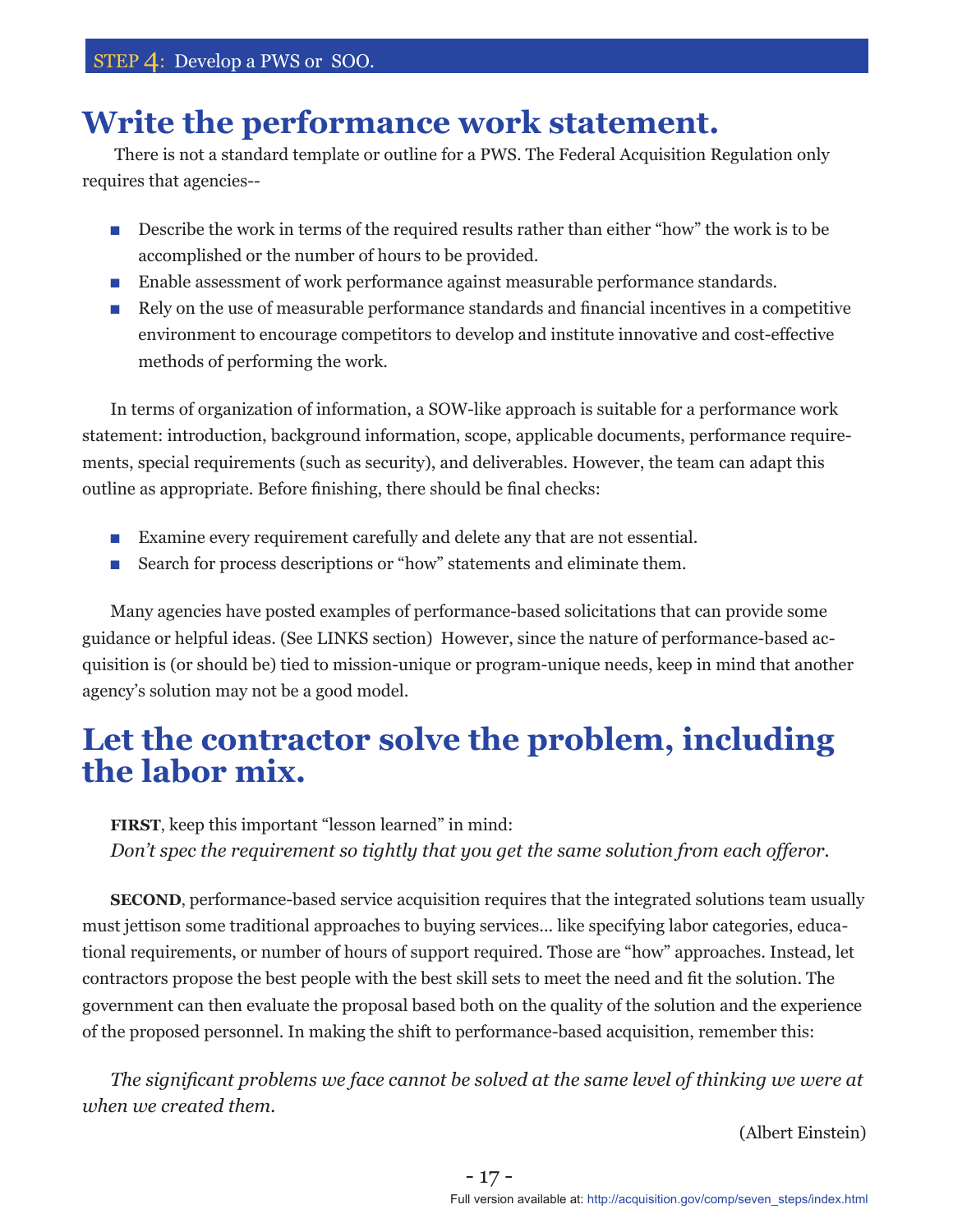STEP 4: Develop a PWS or SOO.

# Write the performance work statement.

There is not a standard template or outline for a PWS. The Federal Acquisition Regulation only requires that agencies--

- Describe the work in terms of the required results rather than either "how" the work is to be accomplished or the number of hours to be provided.
- Enable assessment of work performance against measurable performance standards.
- Rely on the use of measurable performance standards and financial incentives in a competitive environment to encourage competitors to develop and institute innovative and cost-effective methods of performing the work.

In terms of organization of information, a SOW-like approach is suitable for a performance work statement: introduction, background information, scope, applicable documents, performance requirements, special requirements (such as security), and deliverables. However, the team can adapt this outline as appropriate. Before finishing, there should be final checks:

- Examine every requirement carefully and delete any that are not essential.
- Search for process descriptions or "how" statements and eliminate them.

Many agencies have posted examples of performance-based solicitations that can provide some guidance or helpful ideas. (See LINKS section) However, since the nature of performance-based acquisition is (or should be) tied to mission-unique or program-unique needs, keep in mind that another agency's solution may not be a good model.

# Let the contractor solve the problem, including the labor mix.

**FIRST**, keep this important "lesson learned" in mind:
*Don't spec the requirement so tightly that you get the same solution from each offeror.*

**SECOND**, performance-based service acquisition requires that the integrated solutions team usually must jettison some traditional approaches to buying services... like specifying labor categories, educational requirements, or number of hours of support required. Those are "how" approaches. Instead, let contractors propose the best people with the best skill sets to meet the need and fit the solution. The government can then evaluate the proposal based both on the quality of the solution and the experience of the proposed personnel. In making the shift to performance-based acquisition, remember this:

*The significant problems we face cannot be solved at the same level of thinking we were at when we created them.*

(Albert Einstein)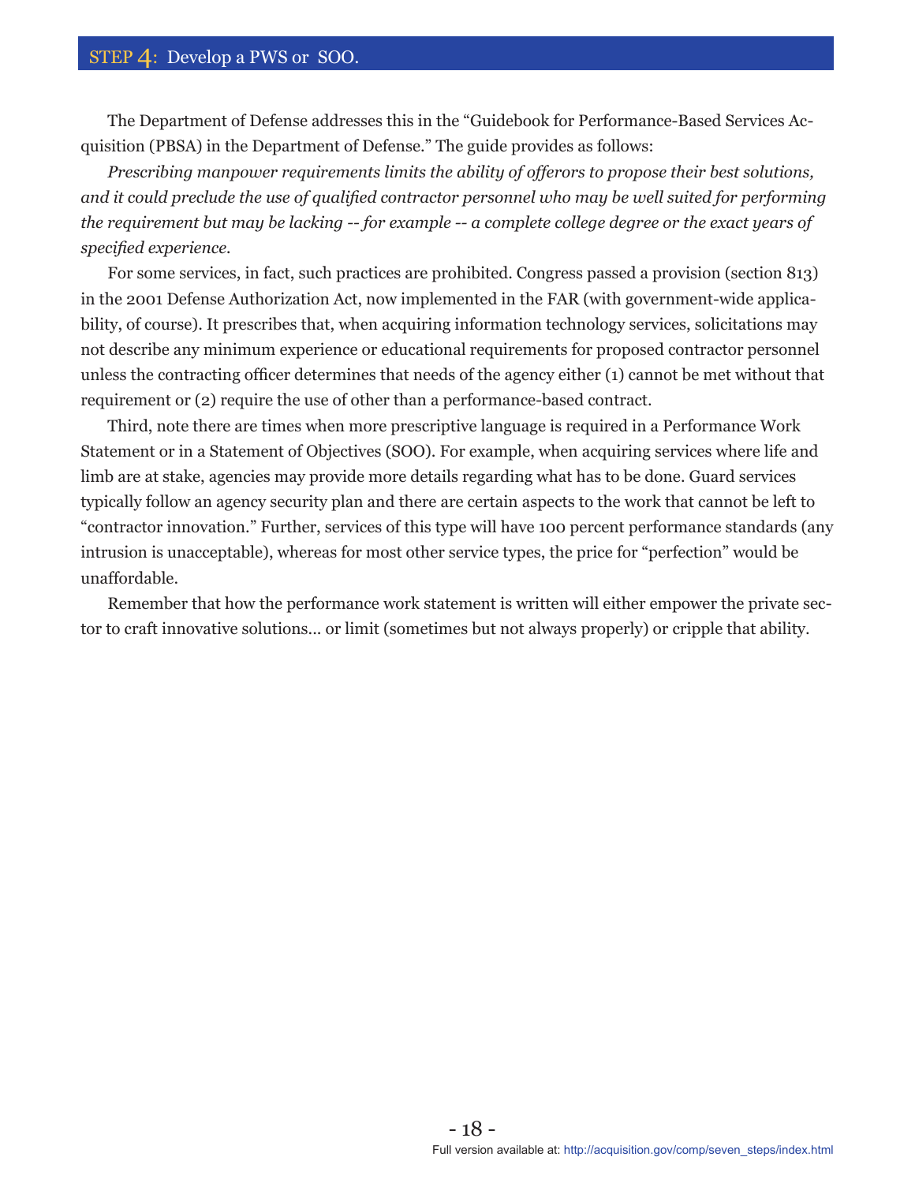The Department of Defense addresses this in the “Guidebook for Performance-Based Services Acquisition (PBSA) in the Department of Defense.” The guide provides as follows:

*Prescribing manpower requirements limits the ability of offerors to propose their best solutions, and it could preclude the use of qualified contractor personnel who may be well suited for performing the requirement but may be lacking -- for example -- a complete college degree or the exact years of specified experience.*

For some services, in fact, such practices are prohibited. Congress passed a provision (section 813) in the 2001 Defense Authorization Act, now implemented in the FAR (with government-wide applicability, of course). It prescribes that, when acquiring information technology services, solicitations may not describe any minimum experience or educational requirements for proposed contractor personnel unless the contracting officer determines that needs of the agency either (1) cannot be met without that requirement or (2) require the use of other than a performance-based contract.

Third, note there are times when more prescriptive language is required in a Performance Work Statement or in a Statement of Objectives (SOO). For example, when acquiring services where life and limb are at stake, agencies may provide more details regarding what has to be done. Guard services typically follow an agency security plan and there are certain aspects to the work that cannot be left to “contractor innovation.” Further, services of this type will have 100 percent performance standards (any intrusion is unacceptable), whereas for most other service types, the price for “perfection” would be unaffordable.

Remember that how the performance work statement is written will either empower the private sector to craft innovative solutions... or limit (sometimes but not always properly) or cripple that ability.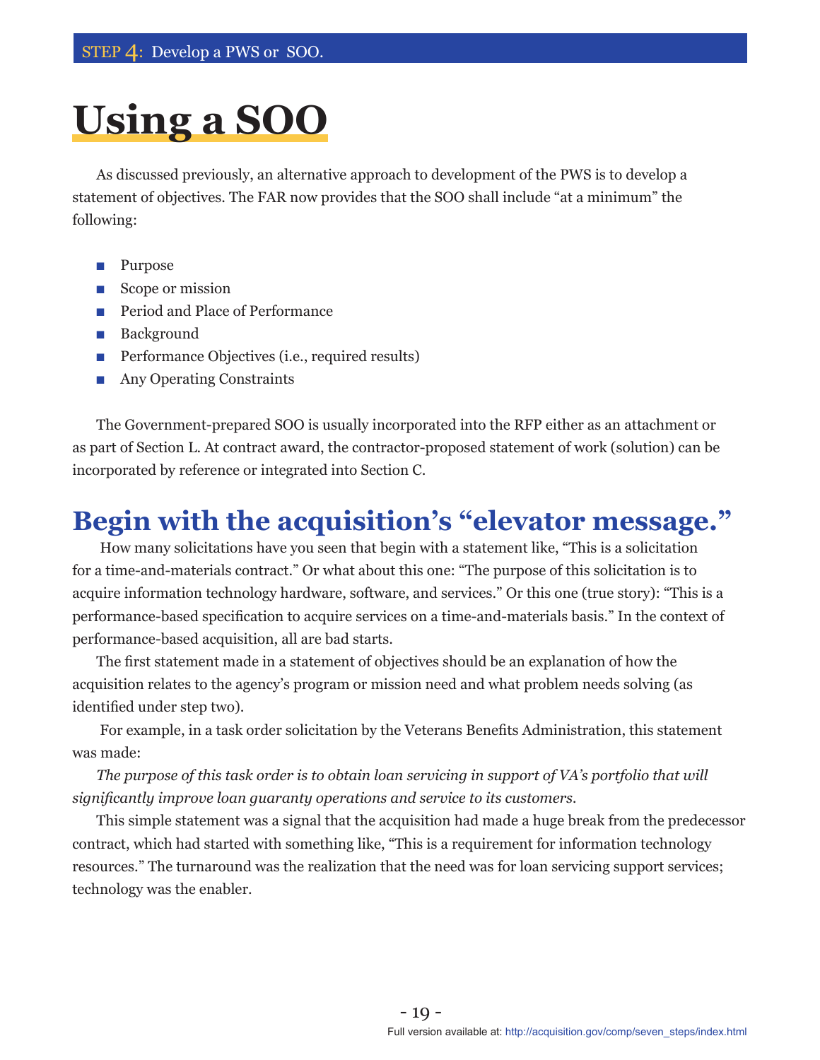# Using a SOO

As discussed previously, an alternative approach to development of the PWS is to develop a statement of objectives. The FAR now provides that the SOO shall include "at a minimum" the following:

- Purpose
- Scope or mission
- Period and Place of Performance
- Background
- Performance Objectives (i.e., required results)
- Any Operating Constraints

The Government-prepared SOO is usually incorporated into the RFP either as an attachment or as part of Section L. At contract award, the contractor-proposed statement of work (solution) can be incorporated by reference or integrated into Section C.

## Begin with the acquisition's "elevator message."

How many solicitations have you seen that begin with a statement like, "This is a solicitation for a time-and-materials contract." Or what about this one: "The purpose of this solicitation is to acquire information technology hardware, software, and services." Or this one (true story): "This is a performance-based specification to acquire services on a time-and-materials basis." In the context of performance-based acquisition, all are bad starts.

The first statement made in a statement of objectives should be an explanation of how the acquisition relates to the agency's program or mission need and what problem needs solving (as identified under step two).

For example, in a task order solicitation by the Veterans Benefits Administration, this statement was made:

*The purpose of this task order is to obtain loan servicing in support of VA's portfolio that will significantly improve loan guaranty operations and service to its customers.*

This simple statement was a signal that the acquisition had made a huge break from the predecessor contract, which had started with something like, "This is a requirement for information technology resources." The turnaround was the realization that the need was for loan servicing support services; technology was the enabler.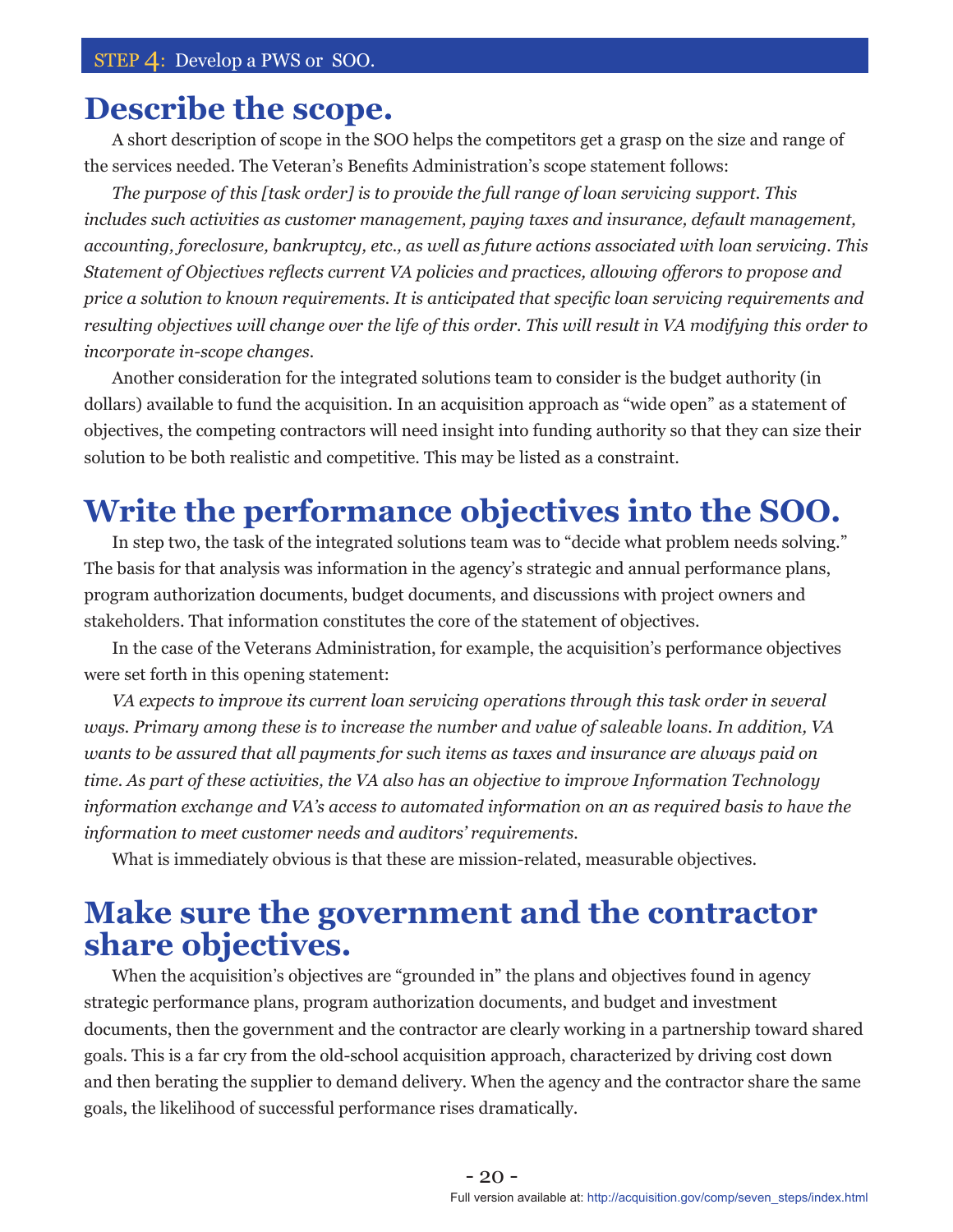## Describe the scope.

A short description of scope in the SOO helps the competitors get a grasp on the size and range of the services needed. The Veteran's Benefits Administration's scope statement follows:

*The purpose of this [task order] is to provide the full range of loan servicing support. This includes such activities as customer management, paying taxes and insurance, default management, accounting, foreclosure, bankruptcy, etc., as well as future actions associated with loan servicing. This Statement of Objectives reflects current VA policies and practices, allowing offerors to propose and price a solution to known requirements. It is anticipated that specific loan servicing requirements and resulting objectives will change over the life of this order. This will result in VA modifying this order to incorporate in-scope changes.*

Another consideration for the integrated solutions team to consider is the budget authority (in dollars) available to fund the acquisition. In an acquisition approach as "wide open" as a statement of objectives, the competing contractors will need insight into funding authority so that they can size their solution to be both realistic and competitive. This may be listed as a constraint.

## Write the performance objectives into the SOO.

In step two, the task of the integrated solutions team was to "decide what problem needs solving." The basis for that analysis was information in the agency's strategic and annual performance plans, program authorization documents, budget documents, and discussions with project owners and stakeholders. That information constitutes the core of the statement of objectives.

In the case of the Veterans Administration, for example, the acquisition's performance objectives were set forth in this opening statement:

*VA expects to improve its current loan servicing operations through this task order in several ways. Primary among these is to increase the number and value of saleable loans. In addition, VA wants to be assured that all payments for such items as taxes and insurance are always paid on time. As part of these activities, the VA also has an objective to improve Information Technology information exchange and VA's access to automated information on an as required basis to have the information to meet customer needs and auditors' requirements.*

What is immediately obvious is that these are mission-related, measurable objectives.

## Make sure the government and the contractor share objectives.

When the acquisition's objectives are "grounded in" the plans and objectives found in agency strategic performance plans, program authorization documents, and budget and investment documents, then the government and the contractor are clearly working in a partnership toward shared goals. This is a far cry from the old-school acquisition approach, characterized by driving cost down and then berating the supplier to demand delivery. When the agency and the contractor share the same goals, the likelihood of successful performance rises dramatically.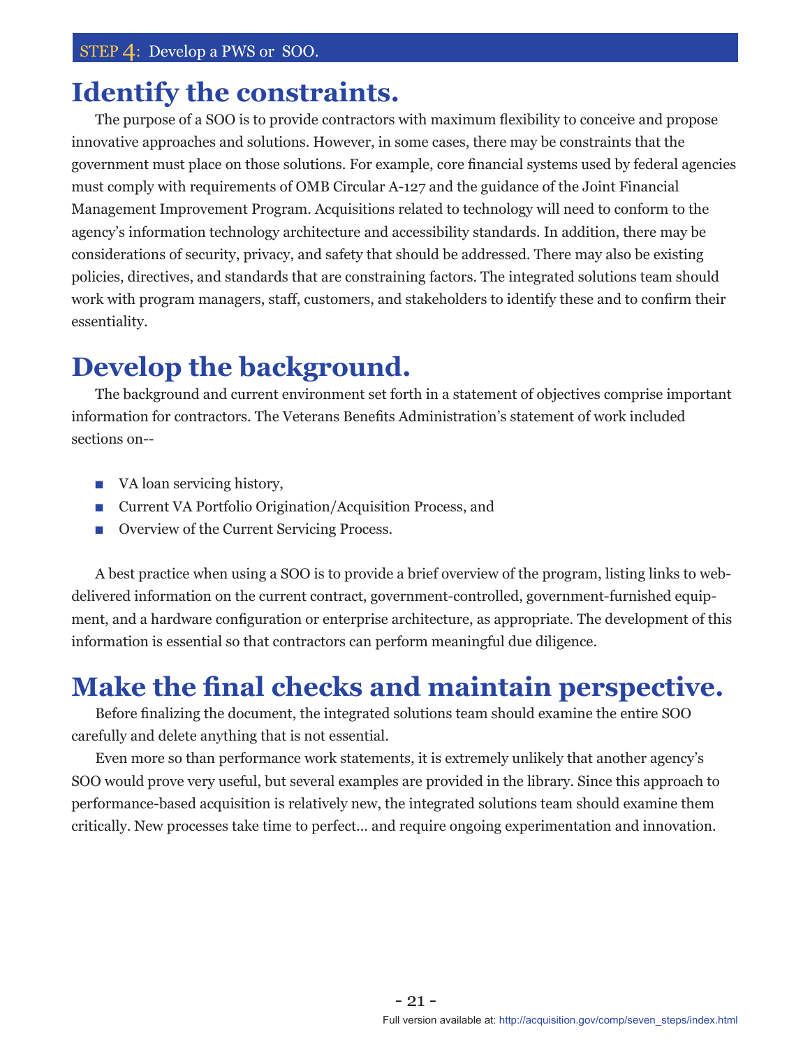STEP 4: Develop a PWS or SOO.

# Identify the constraints.

The purpose of a SOO is to provide contractors with maximum flexibility to conceive and propose innovative approaches and solutions. However, in some cases, there may be constraints that the government must place on those solutions. For example, core financial systems used by federal agencies must comply with requirements of OMB Circular A-127 and the guidance of the Joint Financial Management Improvement Program. Acquisitions related to technology will need to conform to the agency's information technology architecture and accessibility standards. In addition, there may be considerations of security, privacy, and safety that should be addressed. There may also be existing policies, directives, and standards that are constraining factors. The integrated solutions team should work with program managers, staff, customers, and stakeholders to identify these and to confirm their essentiality.

# Develop the background.

The background and current environment set forth in a statement of objectives comprise important information for contractors. The Veterans Benefits Administration's statement of work included sections on--

- VA loan servicing history,
- Current VA Portfolio Origination/Acquisition Process, and
- Overview of the Current Servicing Process.

A best practice when using a SOO is to provide a brief overview of the program, listing links to web-delivered information on the current contract, government-controlled, government-furnished equipment, and a hardware configuration or enterprise architecture, as appropriate. The development of this information is essential so that contractors can perform meaningful due diligence.

# Make the final checks and maintain perspective.

Before finalizing the document, the integrated solutions team should examine the entire SOO carefully and delete anything that is not essential.

Even more so than performance work statements, it is extremely unlikely that another agency's SOO would prove very useful, but several examples are provided in the library. Since this approach to performance-based acquisition is relatively new, the integrated solutions team should examine them critically. New processes take time to perfect... and require ongoing experimentation and innovation.

Full version available at: http://acquisition.gov/comp/seven_steps/index.html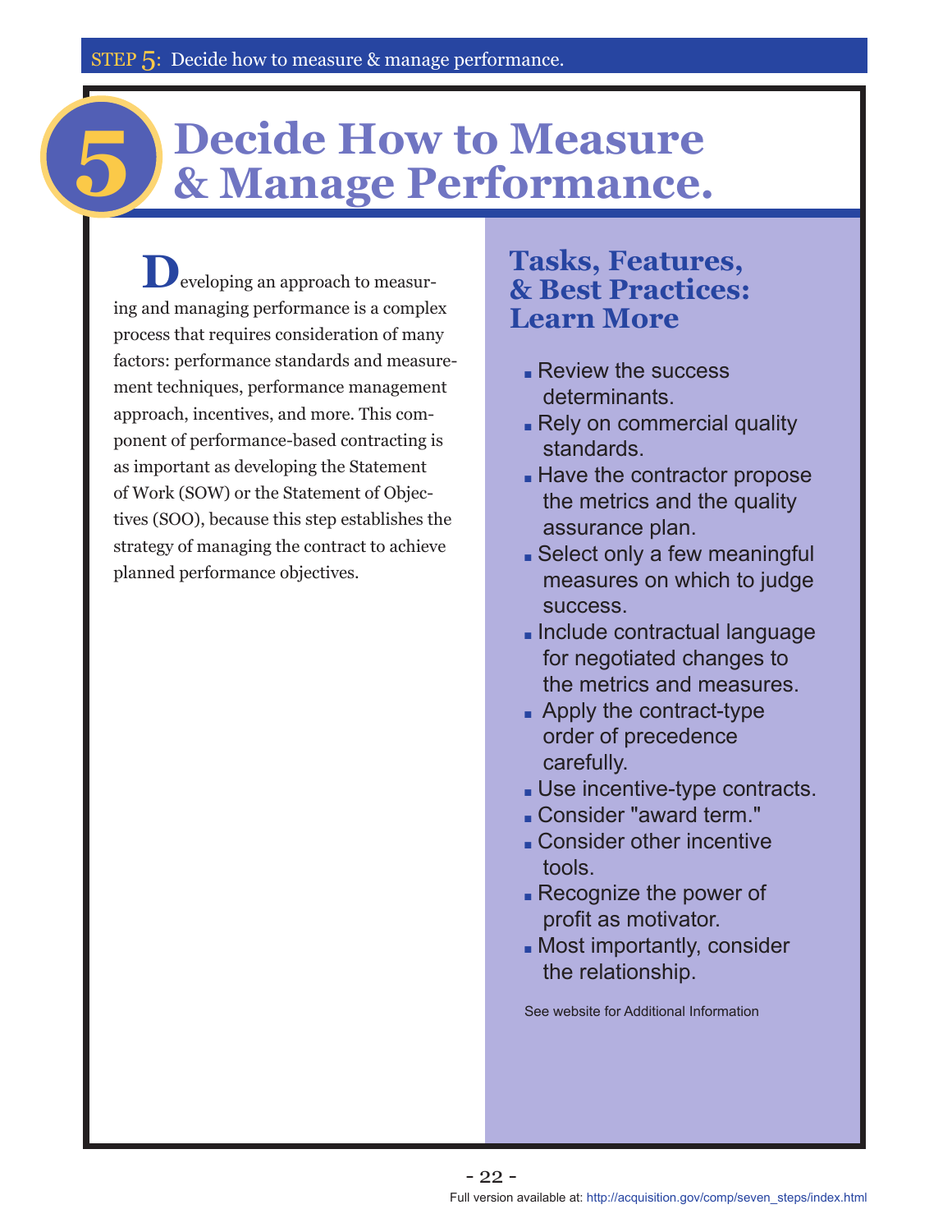# 5 Decide How to Measure & Manage Performance.

Developing an approach to measuring and managing performance is a complex process that requires consideration of many factors: performance standards and measurement techniques, performance management approach, incentives, and more. This component of performance-based contracting is as important as developing the Statement of Work (SOW) or the Statement of Objectives (SOO), because this step establishes the strategy of managing the contract to achieve planned performance objectives.

## Tasks, Features, & Best Practices: Learn More

- Review the success determinants.
- Rely on commercial quality standards.
- Have the contractor propose the metrics and the quality assurance plan.
- Select only a few meaningful measures on which to judge success.
- Include contractual language for negotiated changes to the metrics and measures.
- Apply the contract-type order of precedence carefully.
- Use incentive-type contracts.
- Consider "award term."
- Consider other incentive tools.
- Recognize the power of profit as motivator.
- Most importantly, consider the relationship.

See website for Additional Information

Full version available at: http://acquisition.gov/comp/seven_steps/index.html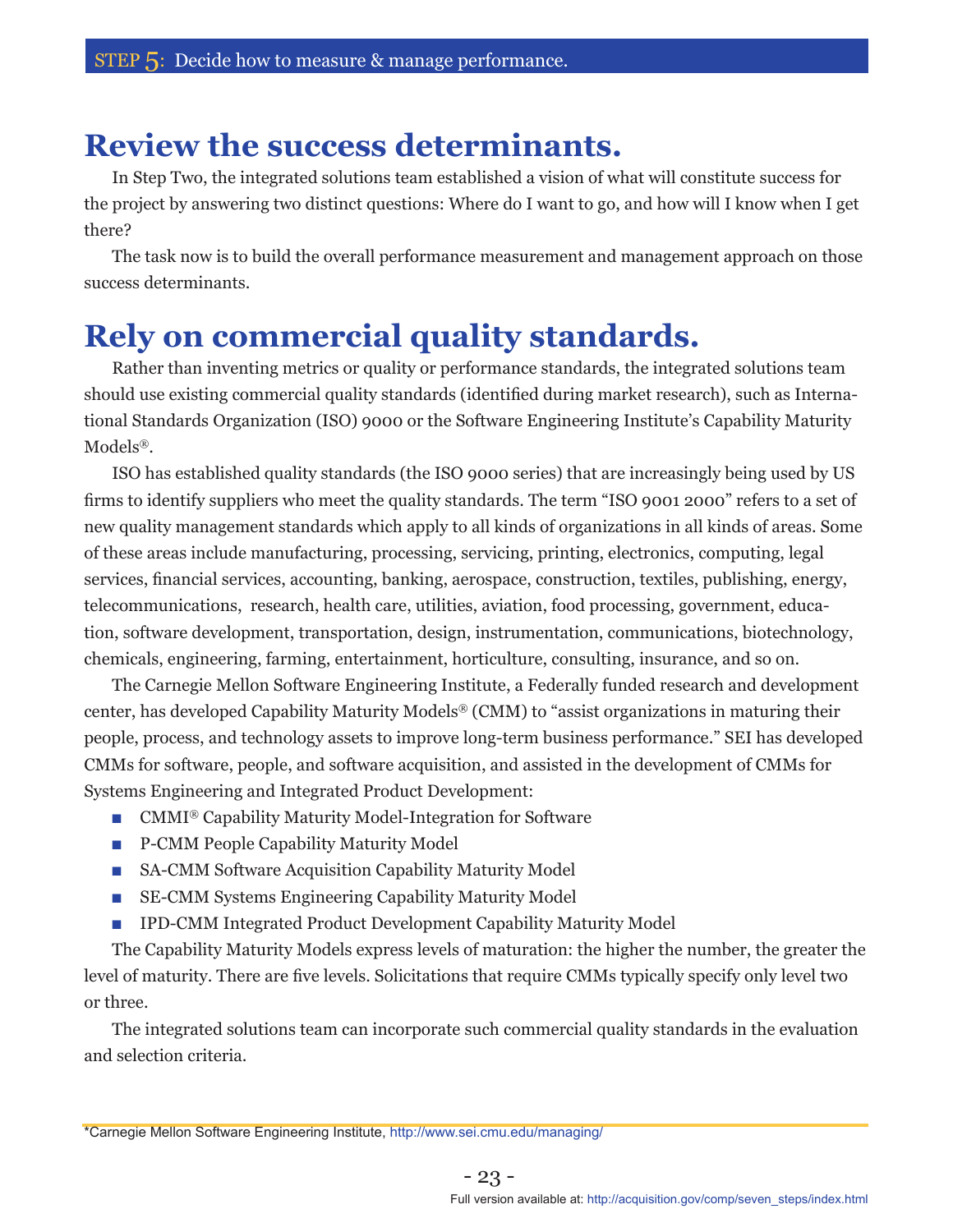## Review the success determinants.

In Step Two, the integrated solutions team established a vision of what will constitute success for the project by answering two distinct questions: Where do I want to go, and how will I know when I get there?

The task now is to build the overall performance measurement and management approach on those success determinants.

## Rely on commercial quality standards.

Rather than inventing metrics or quality or performance standards, the integrated solutions team should use existing commercial quality standards (identified during market research), such as International Standards Organization (ISO) 9000 or the Software Engineering Institute's Capability Maturity Models®.

ISO has established quality standards (the ISO 9000 series) that are increasingly being used by US firms to identify suppliers who meet the quality standards. The term "ISO 9001 2000" refers to a set of new quality management standards which apply to all kinds of organizations in all kinds of areas. Some of these areas include manufacturing, processing, servicing, printing, electronics, computing, legal services, financial services, accounting, banking, aerospace, construction, textiles, publishing, energy, telecommunications, research, health care, utilities, aviation, food processing, government, education, software development, transportation, design, instrumentation, communications, biotechnology, chemicals, engineering, farming, entertainment, horticulture, consulting, insurance, and so on.

The Carnegie Mellon Software Engineering Institute, a Federally funded research and development center, has developed Capability Maturity Models® (CMM) to "assist organizations in maturing their people, process, and technology assets to improve long-term business performance." SEI has developed CMMs for software, people, and software acquisition, and assisted in the development of CMMs for Systems Engineering and Integrated Product Development:

- CMMI® Capability Maturity Model-Integration for Software
- P-CMM People Capability Maturity Model
- SA-CMM Software Acquisition Capability Maturity Model
- SE-CMM Systems Engineering Capability Maturity Model
- IPD-CMM Integrated Product Development Capability Maturity Model

The Capability Maturity Models express levels of maturation: the higher the number, the greater the level of maturity. There are five levels. Solicitations that require CMMs typically specify only level two or three.

The integrated solutions team can incorporate such commercial quality standards in the evaluation and selection criteria.

*Carnegie Mellon Software Engineering Institute, http://www.sei.cmu.edu/managing/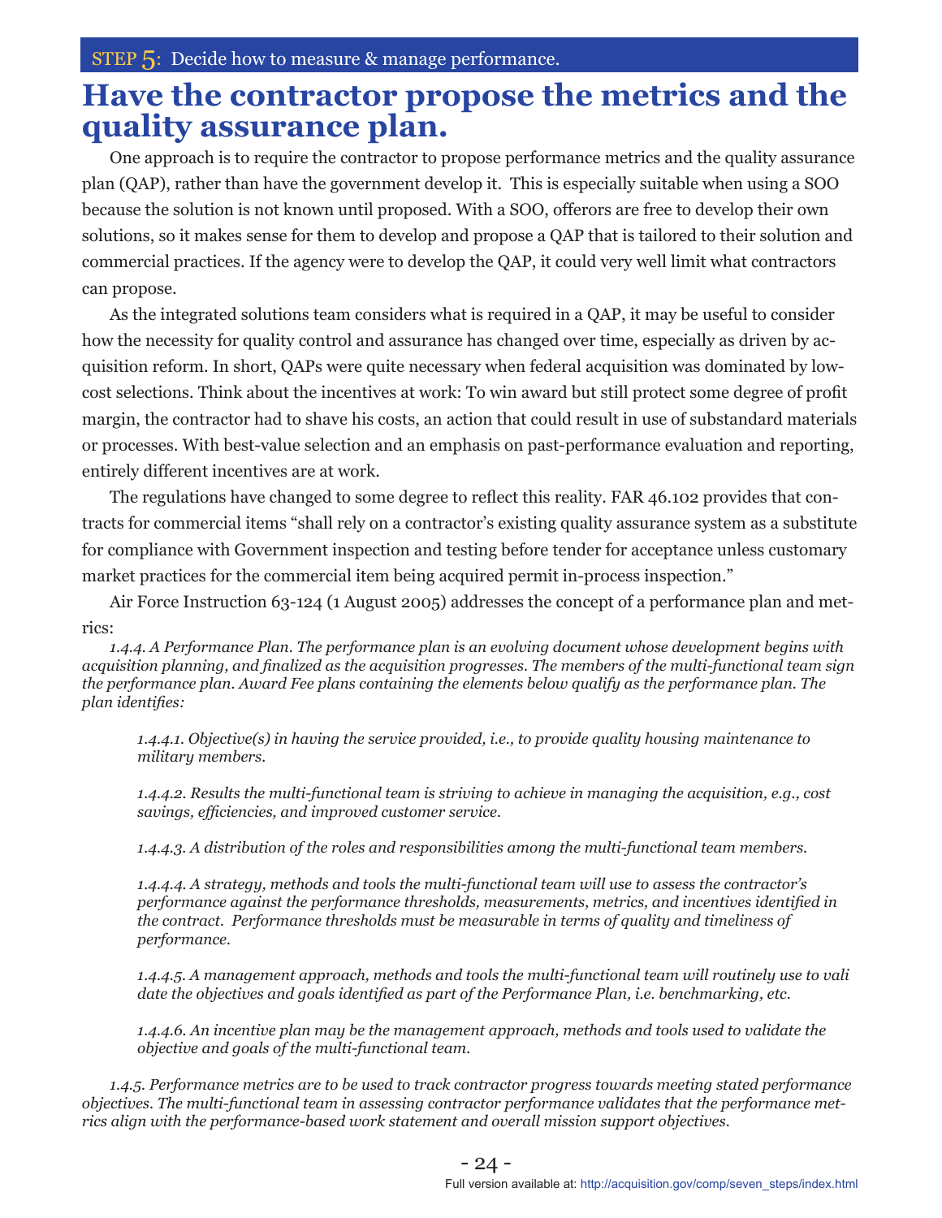STEP 5: Decide how to measure & manage performance.

# Have the contractor propose the metrics and the quality assurance plan.

One approach is to require the contractor to propose performance metrics and the quality assurance plan (QAP), rather than have the government develop it. This is especially suitable when using a SOO because the solution is not known until proposed. With a SOO, offerors are free to develop their own solutions, so it makes sense for them to develop and propose a QAP that is tailored to their solution and commercial practices. If the agency were to develop the QAP, it could very well limit what contractors can propose.

As the integrated solutions team considers what is required in a QAP, it may be useful to consider how the necessity for quality control and assurance has changed over time, especially as driven by acquisition reform. In short, QAPs were quite necessary when federal acquisition was dominated by low-cost selections. Think about the incentives at work: To win award but still protect some degree of profit margin, the contractor had to shave his costs, an action that could result in use of substandard materials or processes. With best-value selection and an emphasis on past-performance evaluation and reporting, entirely different incentives are at work.

The regulations have changed to some degree to reflect this reality. FAR 46.102 provides that contracts for commercial items "shall rely on a contractor's existing quality assurance system as a substitute for compliance with Government inspection and testing before tender for acceptance unless customary market practices for the commercial item being acquired permit in-process inspection."

Air Force Instruction 63-124 (1 August 2005) addresses the concept of a performance plan and metrics:

*1.4.4. A Performance Plan. The performance plan is an evolving document whose development begins with acquisition planning, and finalized as the acquisition progresses. The members of the multi-functional team sign the performance plan. Award Fee plans containing the elements below qualify as the performance plan. The plan identifies:*

> *1.4.4.1. Objective(s) in having the service provided, i.e., to provide quality housing maintenance to military members.*
>
> *1.4.4.2. Results the multi-functional team is striving to achieve in managing the acquisition, e.g., cost savings, efficiencies, and improved customer service.*
>
> *1.4.4.3. A distribution of the roles and responsibilities among the multi-functional team members.*
>
> *1.4.4.4. A strategy, methods and tools the multi-functional team will use to assess the contractor's performance against the performance thresholds, measurements, metrics, and incentives identified in the contract. Performance thresholds must be measurable in terms of quality and timeliness of performance.*
>
> *1.4.4.5. A management approach, methods and tools the multi-functional team will routinely use to validate the objectives and goals identified as part of the Performance Plan, i.e. benchmarking, etc.*
>
> *1.4.4.6. An incentive plan may be the management approach, methods and tools used to validate the objective and goals of the multi-functional team.*

*1.4.5. Performance metrics are to be used to track contractor progress towards meeting stated performance objectives. The multi-functional team in assessing contractor performance validates that the performance metrics align with the performance-based work statement and overall mission support objectives.*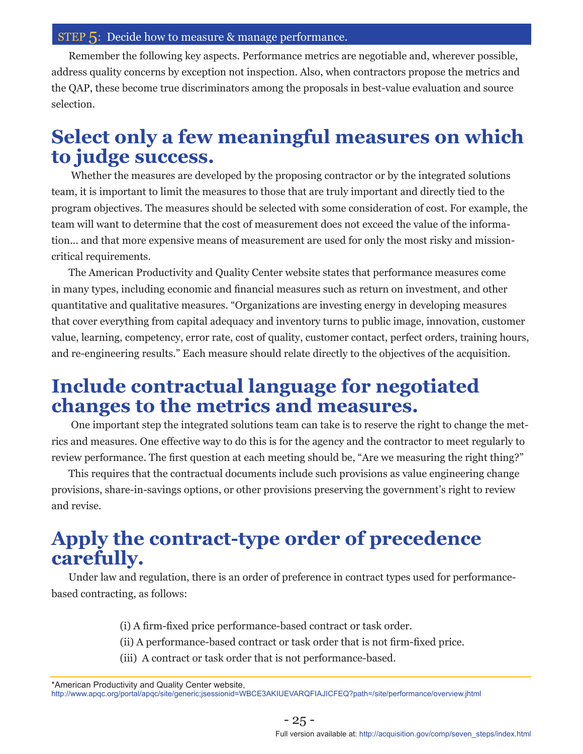STEP 5: Decide how to measure & manage performance.

Remember the following key aspects. Performance metrics are negotiable and, wherever possible, address quality concerns by exception not inspection. Also, when contractors propose the metrics and the QAP, these become true discriminators among the proposals in best-value evaluation and source selection.

## Select only a few meaningful measures on which to judge success.

Whether the measures are developed by the proposing contractor or by the integrated solutions team, it is important to limit the measures to those that are truly important and directly tied to the program objectives. The measures should be selected with some consideration of cost. For example, the team will want to determine that the cost of measurement does not exceed the value of the information... and that more expensive means of measurement are used for only the most risky and mission-critical requirements.

The American Productivity and Quality Center website states that performance measures come in many types, including economic and financial measures such as return on investment, and other quantitative and qualitative measures. "Organizations are investing energy in developing measures that cover everything from capital adequacy and inventory turns to public image, innovation, customer value, learning, competency, error rate, cost of quality, customer contact, perfect orders, training hours, and re-engineering results." Each measure should relate directly to the objectives of the acquisition.

## Include contractual language for negotiated changes to the metrics and measures.

One important step the integrated solutions team can take is to reserve the right to change the metrics and measures. One effective way to do this is for the agency and the contractor to meet regularly to review performance. The first question at each meeting should be, "Are we measuring the right thing?"

This requires that the contractual documents include such provisions as value engineering change provisions, share-in-savings options, or other provisions preserving the government's right to review and revise.

## Apply the contract-type order of precedence carefully.

Under law and regulation, there is an order of preference in contract types used for performance-based contracting, as follows:

(i) A firm-fixed price performance-based contract or task order.
(ii) A performance-based contract or task order that is not firm-fixed price.
(iii) A contract or task order that is not performance-based.

*American Productivity and Quality Center website, http://www.apqc.org/portal/apqc/site/generic;jsessionid=WBCE3AKIUEVARQFIAJICFEQ?path=/site/performance/overview.jhtml

Full version available at: http://acquisition.gov/comp/seven_steps/index.html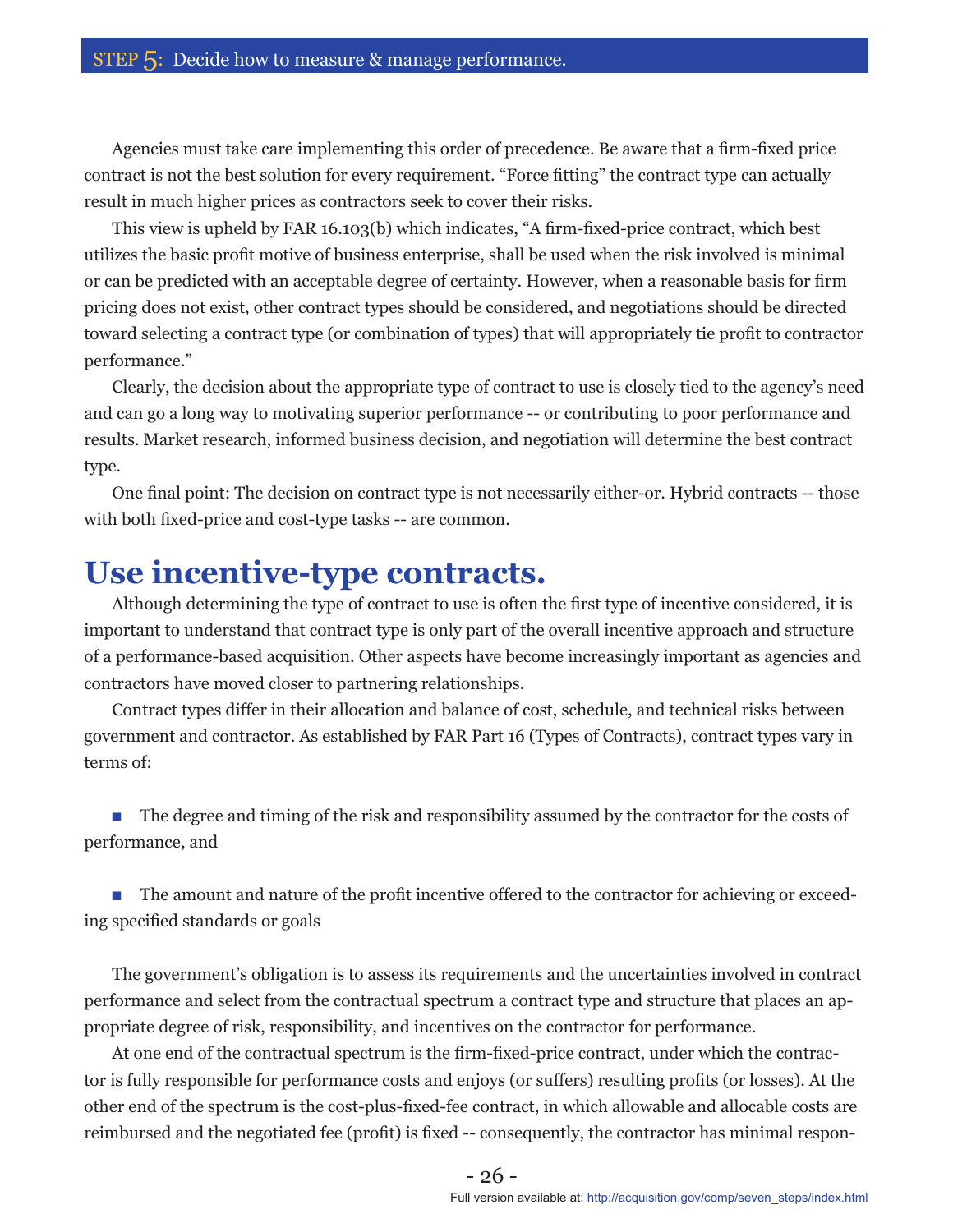Agencies must take care implementing this order of precedence. Be aware that a firm-fixed price contract is not the best solution for every requirement. "Force fitting" the contract type can actually result in much higher prices as contractors seek to cover their risks.

This view is upheld by FAR 16.103(b) which indicates, "A firm-fixed-price contract, which best utilizes the basic profit motive of business enterprise, shall be used when the risk involved is minimal or can be predicted with an acceptable degree of certainty. However, when a reasonable basis for firm pricing does not exist, other contract types should be considered, and negotiations should be directed toward selecting a contract type (or combination of types) that will appropriately tie profit to contractor performance."

Clearly, the decision about the appropriate type of contract to use is closely tied to the agency's need and can go a long way to motivating superior performance -- or contributing to poor performance and results. Market research, informed business decision, and negotiation will determine the best contract type.

One final point: The decision on contract type is not necessarily either-or. Hybrid contracts -- those with both fixed-price and cost-type tasks -- are common.

# Use incentive-type contracts.

Although determining the type of contract to use is often the first type of incentive considered, it is important to understand that contract type is only part of the overall incentive approach and structure of a performance-based acquisition. Other aspects have become increasingly important as agencies and contractors have moved closer to partnering relationships.

Contract types differ in their allocation and balance of cost, schedule, and technical risks between government and contractor. As established by FAR Part 16 (Types of Contracts), contract types vary in terms of:

- The degree and timing of the risk and responsibility assumed by the contractor for the costs of performance, and
- The amount and nature of the profit incentive offered to the contractor for achieving or exceeding specified standards or goals

The government's obligation is to assess its requirements and the uncertainties involved in contract performance and select from the contractual spectrum a contract type and structure that places an appropriate degree of risk, responsibility, and incentives on the contractor for performance.

At one end of the contractual spectrum is the firm-fixed-price contract, under which the contractor is fully responsible for performance costs and enjoys (or suffers) resulting profits (or losses). At the other end of the spectrum is the cost-plus-fixed-fee contract, in which allowable and allocable costs are reimbursed and the negotiated fee (profit) is fixed -- consequently, the contractor has minimal respon-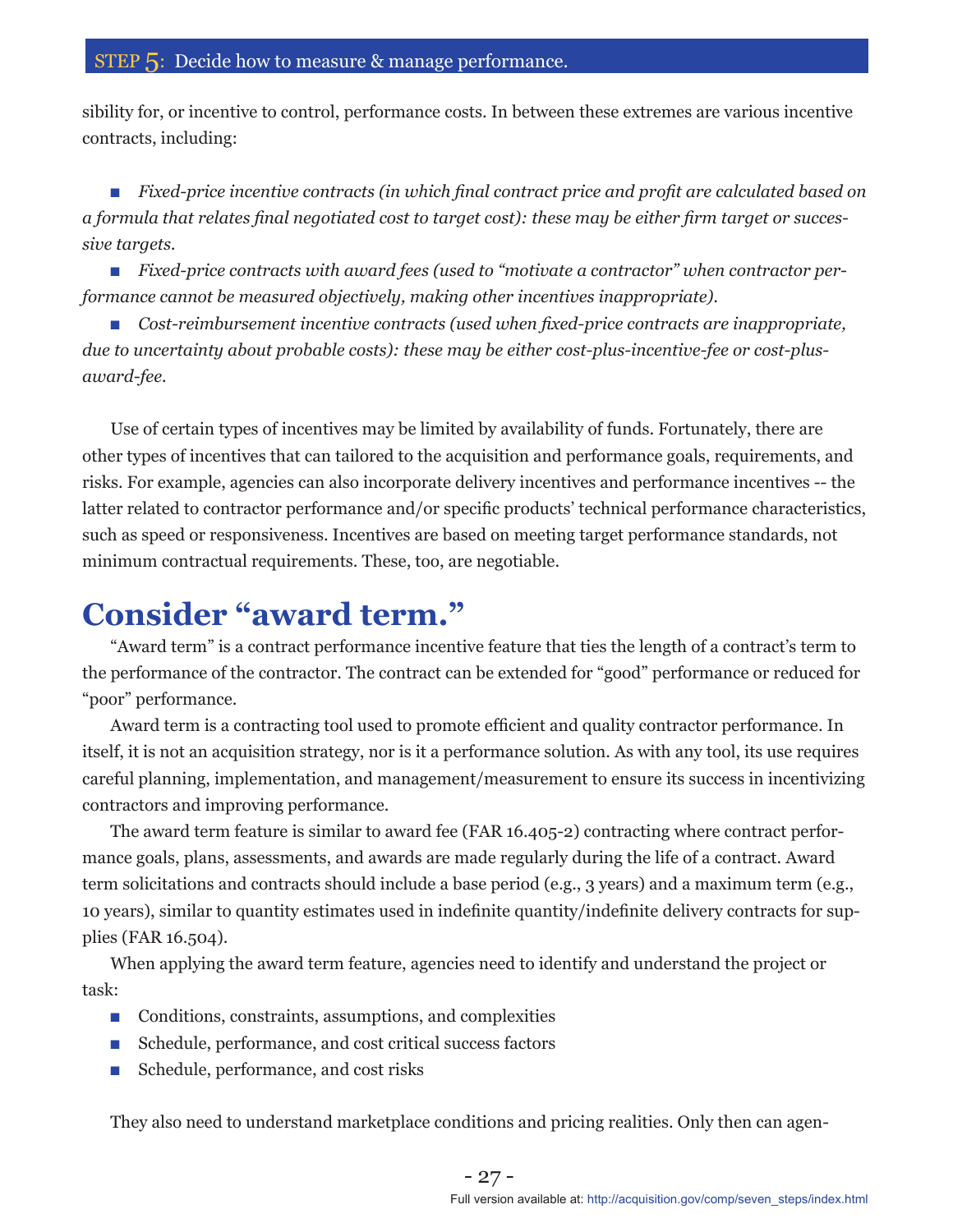sibility for, or incentive to control, performance costs. In between these extremes are various incentive contracts, including:

- *Fixed-price incentive contracts (in which final contract price and profit are calculated based on a formula that relates final negotiated cost to target cost): these may be either firm target or successive targets.*
- *Fixed-price contracts with award fees (used to "motivate a contractor" when contractor performance cannot be measured objectively, making other incentives inappropriate).*
- *Cost-reimbursement incentive contracts (used when fixed-price contracts are inappropriate, due to uncertainty about probable costs): these may be either cost-plus-incentive-fee or cost-plus-award-fee.*

Use of certain types of incentives may be limited by availability of funds. Fortunately, there are other types of incentives that can tailored to the acquisition and performance goals, requirements, and risks. For example, agencies can also incorporate delivery incentives and performance incentives -- the latter related to contractor performance and/or specific products' technical performance characteristics, such as speed or responsiveness. Incentives are based on meeting target performance standards, not minimum contractual requirements. These, too, are negotiable.

# Consider "award term."

"Award term" is a contract performance incentive feature that ties the length of a contract's term to the performance of the contractor. The contract can be extended for "good" performance or reduced for "poor" performance.

Award term is a contracting tool used to promote efficient and quality contractor performance. In itself, it is not an acquisition strategy, nor is it a performance solution. As with any tool, its use requires careful planning, implementation, and management/measurement to ensure its success in incentivizing contractors and improving performance.

The award term feature is similar to award fee (FAR 16.405-2) contracting where contract performance goals, plans, assessments, and awards are made regularly during the life of a contract. Award term solicitations and contracts should include a base period (e.g., 3 years) and a maximum term (e.g., 10 years), similar to quantity estimates used in indefinite quantity/indefinite delivery contracts for supplies (FAR 16.504).

When applying the award term feature, agencies need to identify and understand the project or task:

- Conditions, constraints, assumptions, and complexities
- Schedule, performance, and cost critical success factors
- Schedule, performance, and cost risks

They also need to understand marketplace conditions and pricing realities. Only then can agen-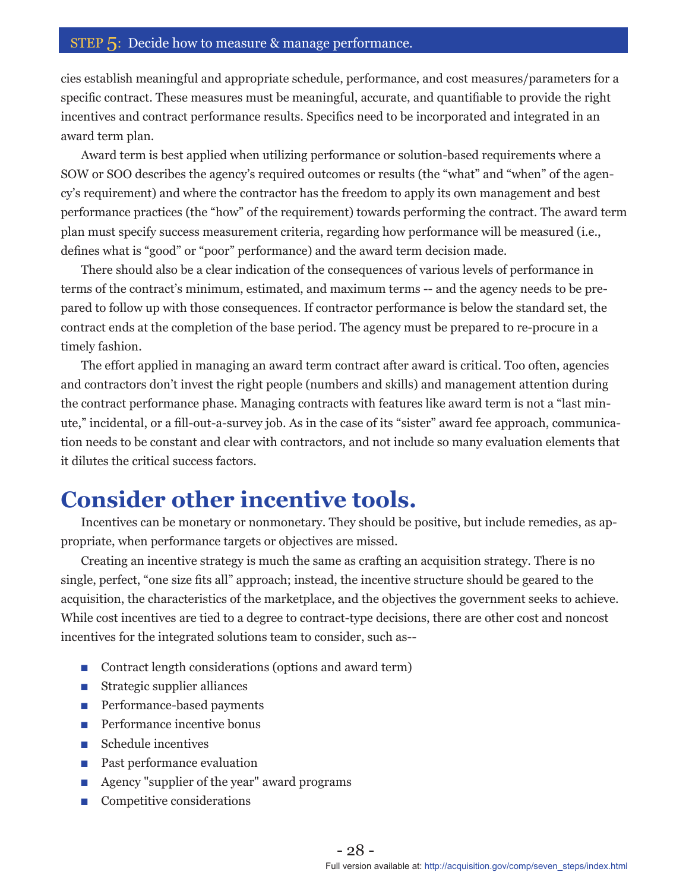cies establish meaningful and appropriate schedule, performance, and cost measures/parameters for a specific contract. These measures must be meaningful, accurate, and quantifiable to provide the right incentives and contract performance results. Specifics need to be incorporated and integrated in an award term plan.

Award term is best applied when utilizing performance or solution-based requirements where a SOW or SOO describes the agency's required outcomes or results (the "what" and "when" of the agency's requirement) and where the contractor has the freedom to apply its own management and best performance practices (the "how" of the requirement) towards performing the contract. The award term plan must specify success measurement criteria, regarding how performance will be measured (i.e., defines what is "good" or "poor" performance) and the award term decision made.

There should also be a clear indication of the consequences of various levels of performance in terms of the contract's minimum, estimated, and maximum terms -- and the agency needs to be prepared to follow up with those consequences. If contractor performance is below the standard set, the contract ends at the completion of the base period. The agency must be prepared to re-procure in a timely fashion.

The effort applied in managing an award term contract after award is critical. Too often, agencies and contractors don't invest the right people (numbers and skills) and management attention during the contract performance phase. Managing contracts with features like award term is not a "last minute," incidental, or a fill-out-a-survey job. As in the case of its "sister" award fee approach, communication needs to be constant and clear with contractors, and not include so many evaluation elements that it dilutes the critical success factors.

# Consider other incentive tools.

Incentives can be monetary or nonmonetary. They should be positive, but include remedies, as appropriate, when performance targets or objectives are missed.

Creating an incentive strategy is much the same as crafting an acquisition strategy. There is no single, perfect, "one size fits all" approach; instead, the incentive structure should be geared to the acquisition, the characteristics of the marketplace, and the objectives the government seeks to achieve. While cost incentives are tied to a degree to contract-type decisions, there are other cost and noncost incentives for the integrated solutions team to consider, such as--

- Contract length considerations (options and award term)
- Strategic supplier alliances
- Performance-based payments
- Performance incentive bonus
- Schedule incentives
- Past performance evaluation
- Agency "supplier of the year" award programs
- Competitive considerations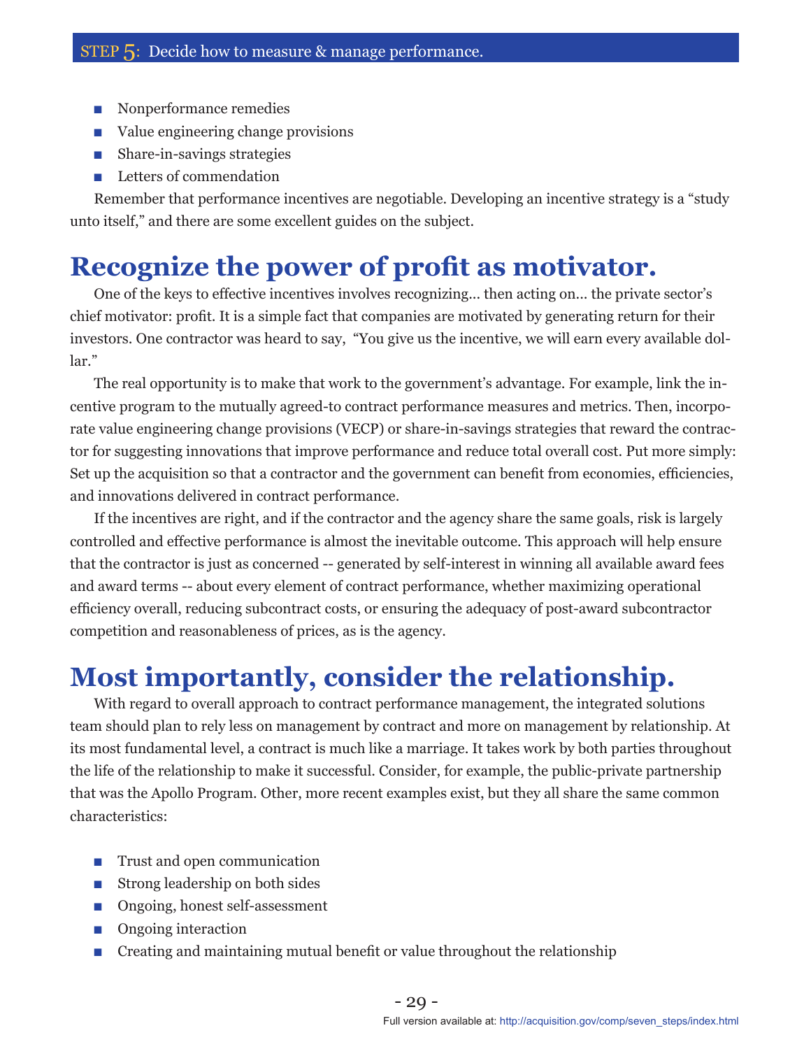- Nonperformance remedies
- Value engineering change provisions
- Share-in-savings strategies
- Letters of commendation

Remember that performance incentives are negotiable. Developing an incentive strategy is a "study unto itself," and there are some excellent guides on the subject.

## Recognize the power of profit as motivator.

One of the keys to effective incentives involves recognizing... then acting on... the private sector's chief motivator: profit. It is a simple fact that companies are motivated by generating return for their investors. One contractor was heard to say, "You give us the incentive, we will earn every available dollar."

The real opportunity is to make that work to the government's advantage. For example, link the incentive program to the mutually agreed-to contract performance measures and metrics. Then, incorporate value engineering change provisions (VECP) or share-in-savings strategies that reward the contractor for suggesting innovations that improve performance and reduce total overall cost. Put more simply: Set up the acquisition so that a contractor and the government can benefit from economies, efficiencies, and innovations delivered in contract performance.

If the incentives are right, and if the contractor and the agency share the same goals, risk is largely controlled and effective performance is almost the inevitable outcome. This approach will help ensure that the contractor is just as concerned -- generated by self-interest in winning all available award fees and award terms -- about every element of contract performance, whether maximizing operational efficiency overall, reducing subcontract costs, or ensuring the adequacy of post-award subcontractor competition and reasonableness of prices, as is the agency.

## Most importantly, consider the relationship.

With regard to overall approach to contract performance management, the integrated solutions team should plan to rely less on management by contract and more on management by relationship. At its most fundamental level, a contract is much like a marriage. It takes work by both parties throughout the life of the relationship to make it successful. Consider, for example, the public-private partnership that was the Apollo Program. Other, more recent examples exist, but they all share the same common characteristics:

- Trust and open communication
- Strong leadership on both sides
- Ongoing, honest self-assessment
- Ongoing interaction
- Creating and maintaining mutual benefit or value throughout the relationship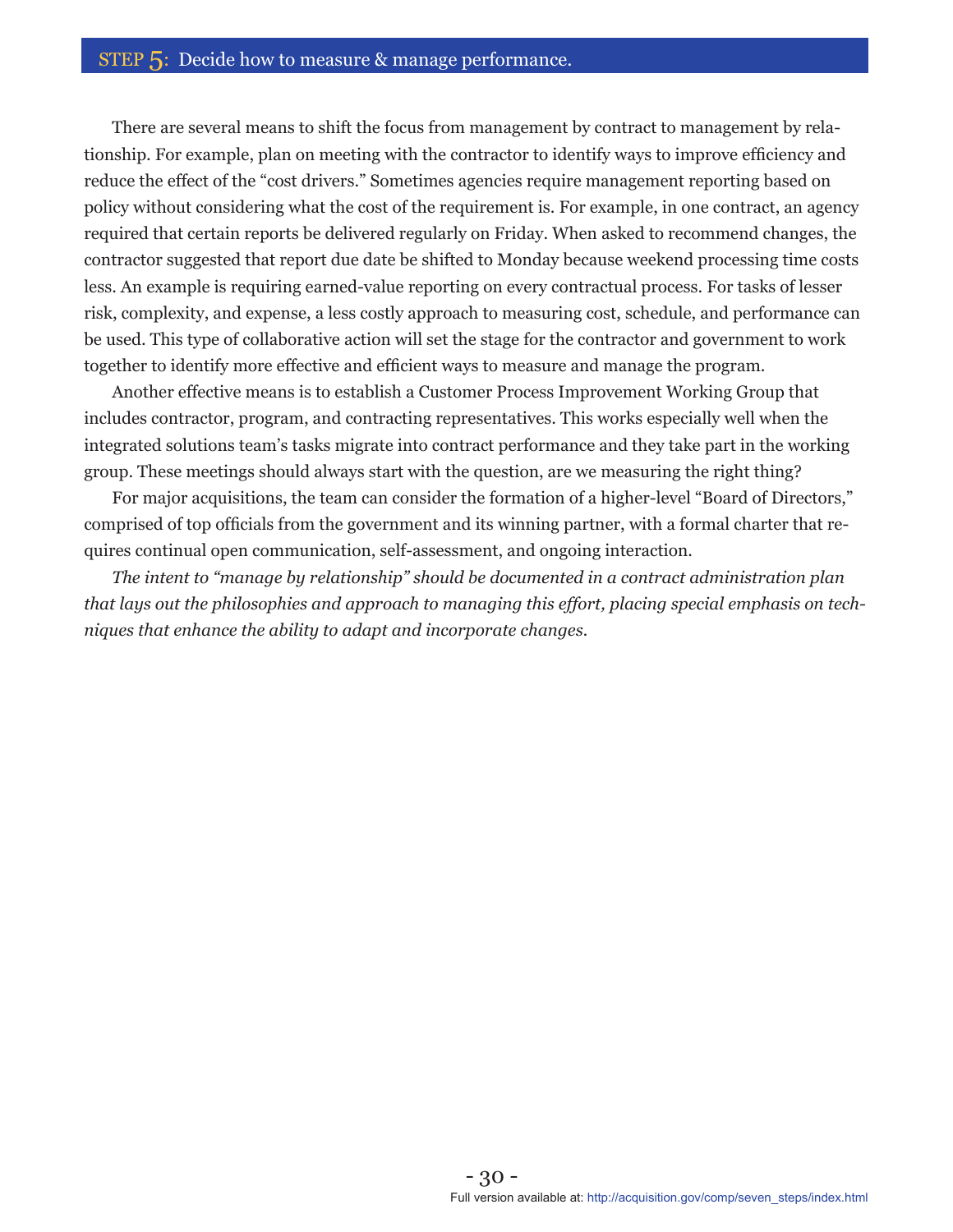## STEP 5: Decide how to measure & manage performance.

There are several means to shift the focus from management by contract to management by relationship. For example, plan on meeting with the contractor to identify ways to improve efficiency and reduce the effect of the "cost drivers." Sometimes agencies require management reporting based on policy without considering what the cost of the requirement is. For example, in one contract, an agency required that certain reports be delivered regularly on Friday. When asked to recommend changes, the contractor suggested that report due date be shifted to Monday because weekend processing time costs less. An example is requiring earned-value reporting on every contractual process. For tasks of lesser risk, complexity, and expense, a less costly approach to measuring cost, schedule, and performance can be used. This type of collaborative action will set the stage for the contractor and government to work together to identify more effective and efficient ways to measure and manage the program.

Another effective means is to establish a Customer Process Improvement Working Group that includes contractor, program, and contracting representatives. This works especially well when the integrated solutions team's tasks migrate into contract performance and they take part in the working group. These meetings should always start with the question, are we measuring the right thing?

For major acquisitions, the team can consider the formation of a higher-level "Board of Directors," comprised of top officials from the government and its winning partner, with a formal charter that requires continual open communication, self-assessment, and ongoing interaction.

*The intent to "manage by relationship" should be documented in a contract administration plan that lays out the philosophies and approach to managing this effort, placing special emphasis on techniques that enhance the ability to adapt and incorporate changes.*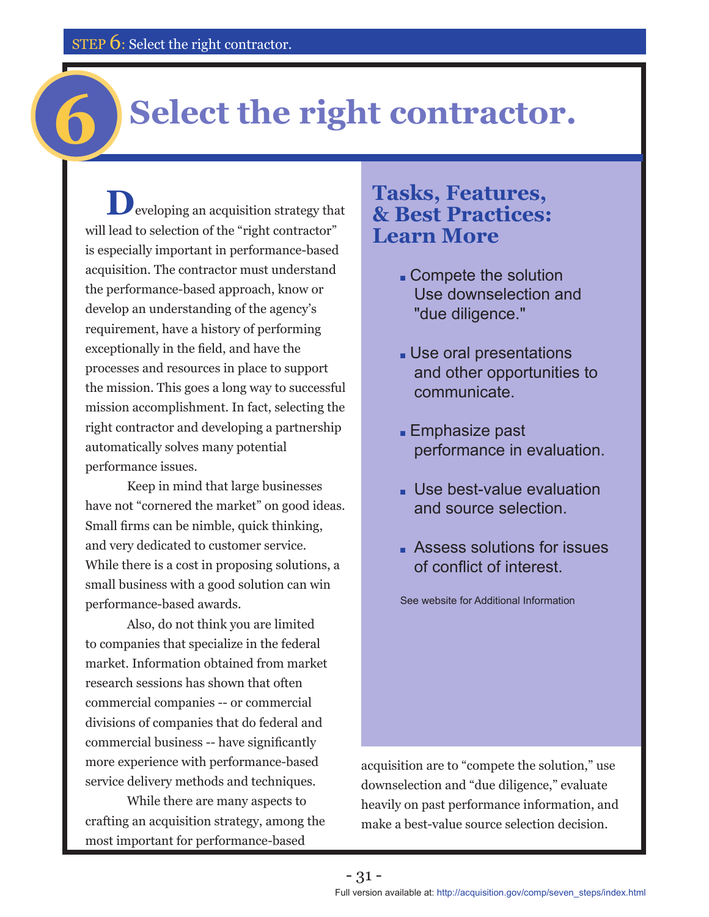# 6 Select the right contractor.

Developing an acquisition strategy that will lead to selection of the "right contractor" is especially important in performance-based acquisition. The contractor must understand the performance-based approach, know or develop an understanding of the agency's requirement, have a history of performing exceptionally in the field, and have the processes and resources in place to support the mission. This goes a long way to successful mission accomplishment. In fact, selecting the right contractor and developing a partnership automatically solves many potential performance issues.

Keep in mind that large businesses have not "cornered the market" on good ideas. Small firms can be nimble, quick thinking, and very dedicated to customer service. While there is a cost in proposing solutions, a small business with a good solution can win performance-based awards.

Also, do not think you are limited to companies that specialize in the federal market. Information obtained from market research sessions has shown that often commercial companies -- or commercial divisions of companies that do federal and commercial business -- have significantly more experience with performance-based service delivery methods and techniques.

While there are many aspects to crafting an acquisition strategy, among the most important for performance-based acquisition are to "compete the solution," use downselection and "due diligence," evaluate heavily on past performance information, and make a best-value source selection decision.

## Tasks, Features, & Best Practices: Learn More

- Compete the solution Use downselection and "due diligence."
- Use oral presentations and other opportunities to communicate.
- Emphasize past performance in evaluation.
- Use best-value evaluation and source selection.
- Assess solutions for issues of conflict of interest.

See website for Additional Information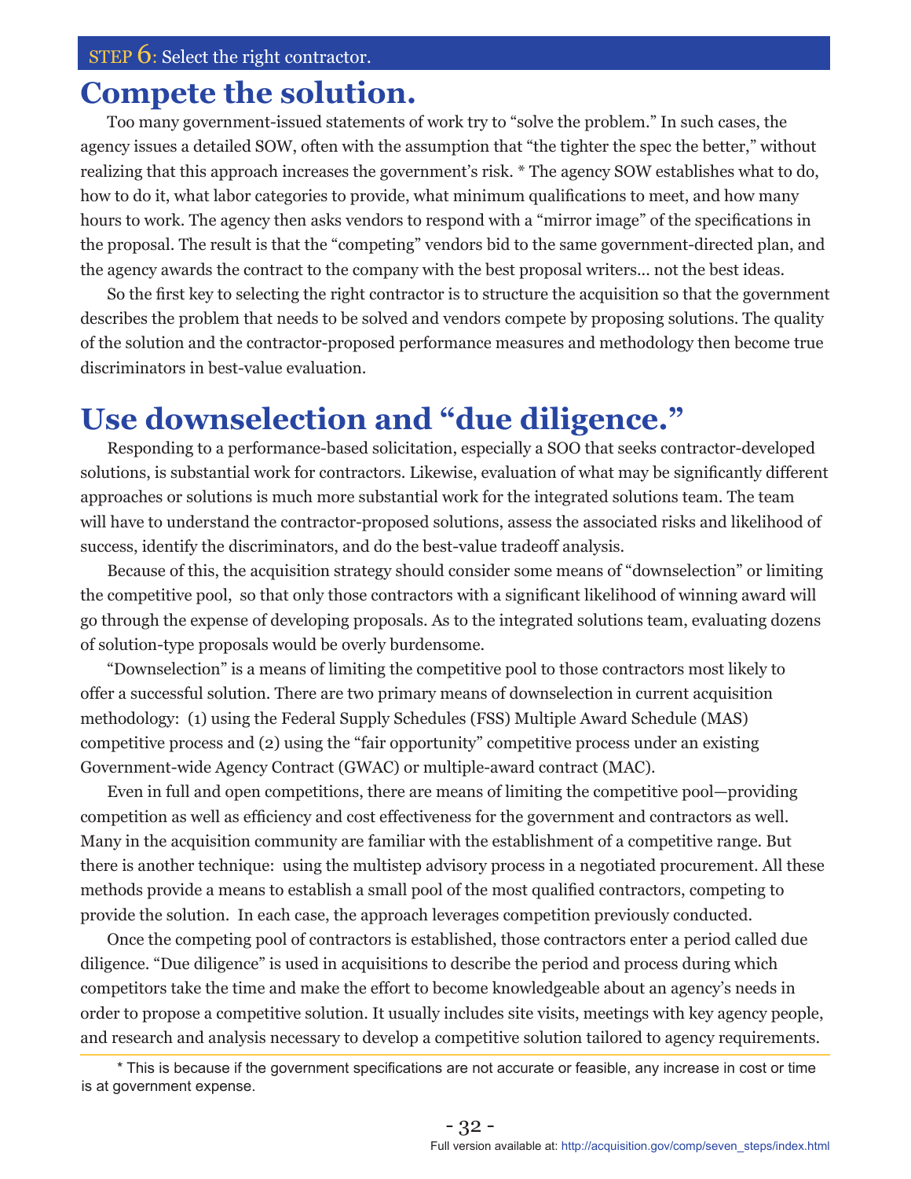STEP 6: Select the right contractor.

# Compete the solution.

Too many government-issued statements of work try to "solve the problem." In such cases, the agency issues a detailed SOW, often with the assumption that "the tighter the spec the better," without realizing that this approach increases the government's risk. * The agency SOW establishes what to do, how to do it, what labor categories to provide, what minimum qualifications to meet, and how many hours to work. The agency then asks vendors to respond with a "mirror image" of the specifications in the proposal. The result is that the "competing" vendors bid to the same government-directed plan, and the agency awards the contract to the company with the best proposal writers... not the best ideas.

So the first key to selecting the right contractor is to structure the acquisition so that the government describes the problem that needs to be solved and vendors compete by proposing solutions. The quality of the solution and the contractor-proposed performance measures and methodology then become true discriminators in best-value evaluation.

# Use downselection and "due diligence."

Responding to a performance-based solicitation, especially a SOO that seeks contractor-developed solutions, is substantial work for contractors. Likewise, evaluation of what may be significantly different approaches or solutions is much more substantial work for the integrated solutions team. The team will have to understand the contractor-proposed solutions, assess the associated risks and likelihood of success, identify the discriminators, and do the best-value tradeoff analysis.

Because of this, the acquisition strategy should consider some means of "downselection" or limiting the competitive pool, so that only those contractors with a significant likelihood of winning award will go through the expense of developing proposals. As to the integrated solutions team, evaluating dozens of solution-type proposals would be overly burdensome.

"Downselection" is a means of limiting the competitive pool to those contractors most likely to offer a successful solution. There are two primary means of downselection in current acquisition methodology: (1) using the Federal Supply Schedules (FSS) Multiple Award Schedule (MAS) competitive process and (2) using the "fair opportunity" competitive process under an existing Government-wide Agency Contract (GWAC) or multiple-award contract (MAC).

Even in full and open competitions, there are means of limiting the competitive pool—providing competition as well as efficiency and cost effectiveness for the government and contractors as well. Many in the acquisition community are familiar with the establishment of a competitive range. But there is another technique: using the multistep advisory process in a negotiated procurement. All these methods provide a means to establish a small pool of the most qualified contractors, competing to provide the solution. In each case, the approach leverages competition previously conducted.

Once the competing pool of contractors is established, those contractors enter a period called due diligence. "Due diligence" is used in acquisitions to describe the period and process during which competitors take the time and make the effort to become knowledgeable about an agency's needs in order to propose a competitive solution. It usually includes site visits, meetings with key agency people, and research and analysis necessary to develop a competitive solution tailored to agency requirements.

---

\* This is because if the government specifications are not accurate or feasible, any increase in cost or time is at government expense.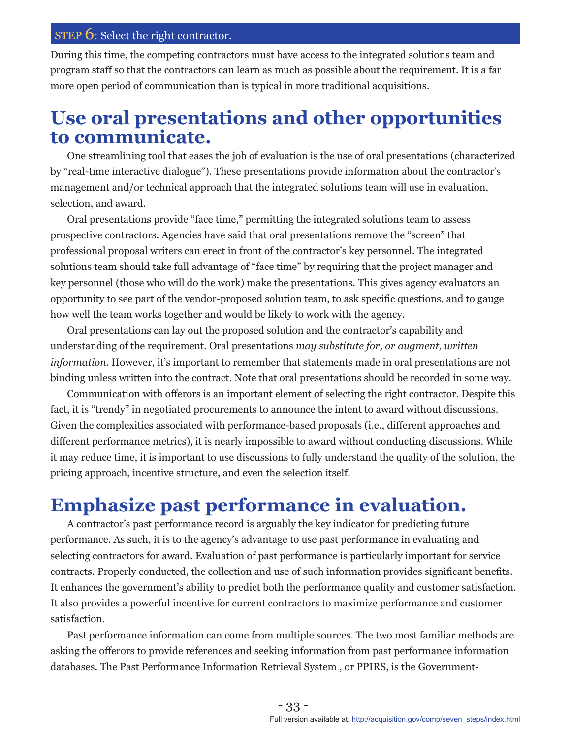## STEP 6: Select the right contractor.

During this time, the competing contractors must have access to the integrated solutions team and program staff so that the contractors can learn as much as possible about the requirement. It is a far more open period of communication than is typical in more traditional acquisitions.

# Use oral presentations and other opportunities to communicate.

One streamlining tool that eases the job of evaluation is the use of oral presentations (characterized by "real-time interactive dialogue"). These presentations provide information about the contractor's management and/or technical approach that the integrated solutions team will use in evaluation, selection, and award.

Oral presentations provide "face time," permitting the integrated solutions team to assess prospective contractors. Agencies have said that oral presentations remove the "screen" that professional proposal writers can erect in front of the contractor's key personnel. The integrated solutions team should take full advantage of "face time" by requiring that the project manager and key personnel (those who will do the work) make the presentations. This gives agency evaluators an opportunity to see part of the vendor-proposed solution team, to ask specific questions, and to gauge how well the team works together and would be likely to work with the agency.

Oral presentations can lay out the proposed solution and the contractor's capability and understanding of the requirement. Oral presentations *may substitute for, or augment, written information*. However, it's important to remember that statements made in oral presentations are not binding unless written into the contract. Note that oral presentations should be recorded in some way.

Communication with offerors is an important element of selecting the right contractor. Despite this fact, it is "trendy" in negotiated procurements to announce the intent to award without discussions. Given the complexities associated with performance-based proposals (i.e., different approaches and different performance metrics), it is nearly impossible to award without conducting discussions. While it may reduce time, it is important to use discussions to fully understand the quality of the solution, the pricing approach, incentive structure, and even the selection itself.

# Emphasize past performance in evaluation.

A contractor's past performance record is arguably the key indicator for predicting future performance. As such, it is to the agency's advantage to use past performance in evaluating and selecting contractors for award. Evaluation of past performance is particularly important for service contracts. Properly conducted, the collection and use of such information provides significant benefits. It enhances the government's ability to predict both the performance quality and customer satisfaction. It also provides a powerful incentive for current contractors to maximize performance and customer satisfaction.

Past performance information can come from multiple sources. The two most familiar methods are asking the offerors to provide references and seeking information from past performance information databases. The Past Performance Information Retrieval System , or PPIRS, is the Government-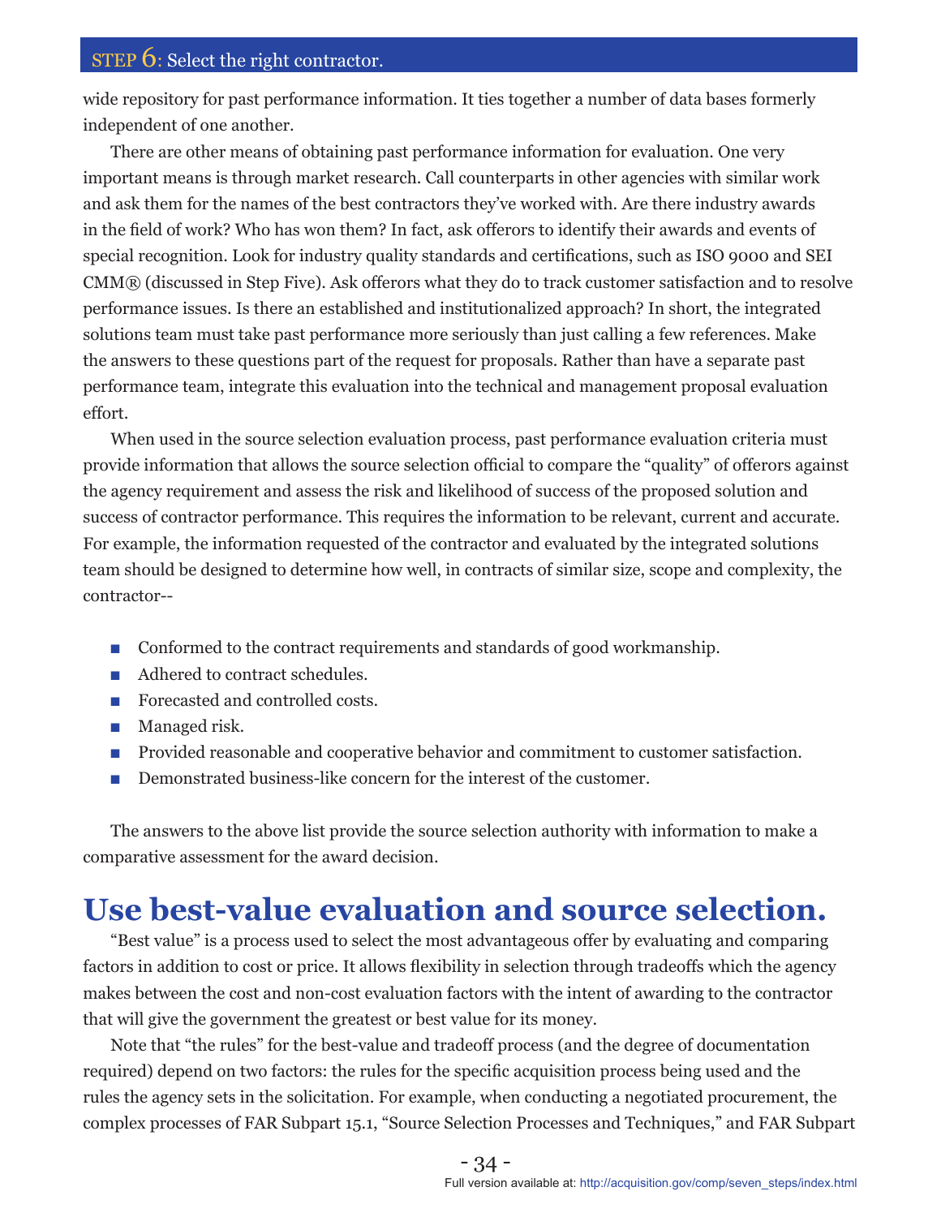wide repository for past performance information. It ties together a number of data bases formerly independent of one another.

There are other means of obtaining past performance information for evaluation. One very important means is through market research. Call counterparts in other agencies with similar work and ask them for the names of the best contractors they've worked with. Are there industry awards in the field of work? Who has won them? In fact, ask offerors to identify their awards and events of special recognition. Look for industry quality standards and certifications, such as ISO 9000 and SEI CMM® (discussed in Step Five). Ask offerors what they do to track customer satisfaction and to resolve performance issues. Is there an established and institutionalized approach? In short, the integrated solutions team must take past performance more seriously than just calling a few references. Make the answers to these questions part of the request for proposals. Rather than have a separate past performance team, integrate this evaluation into the technical and management proposal evaluation effort.

When used in the source selection evaluation process, past performance evaluation criteria must provide information that allows the source selection official to compare the "quality" of offerors against the agency requirement and assess the risk and likelihood of success of the proposed solution and success of contractor performance. This requires the information to be relevant, current and accurate. For example, the information requested of the contractor and evaluated by the integrated solutions team should be designed to determine how well, in contracts of similar size, scope and complexity, the contractor--

- Conformed to the contract requirements and standards of good workmanship.
- Adhered to contract schedules.
- Forecasted and controlled costs.
- Managed risk.
- Provided reasonable and cooperative behavior and commitment to customer satisfaction.
- Demonstrated business-like concern for the interest of the customer.

The answers to the above list provide the source selection authority with information to make a comparative assessment for the award decision.

# Use best-value evaluation and source selection.

"Best value" is a process used to select the most advantageous offer by evaluating and comparing factors in addition to cost or price. It allows flexibility in selection through tradeoffs which the agency makes between the cost and non-cost evaluation factors with the intent of awarding to the contractor that will give the government the greatest or best value for its money.

Note that "the rules" for the best-value and tradeoff process (and the degree of documentation required) depend on two factors: the rules for the specific acquisition process being used and the rules the agency sets in the solicitation. For example, when conducting a negotiated procurement, the complex processes of FAR Subpart 15.1, "Source Selection Processes and Techniques," and FAR Subpart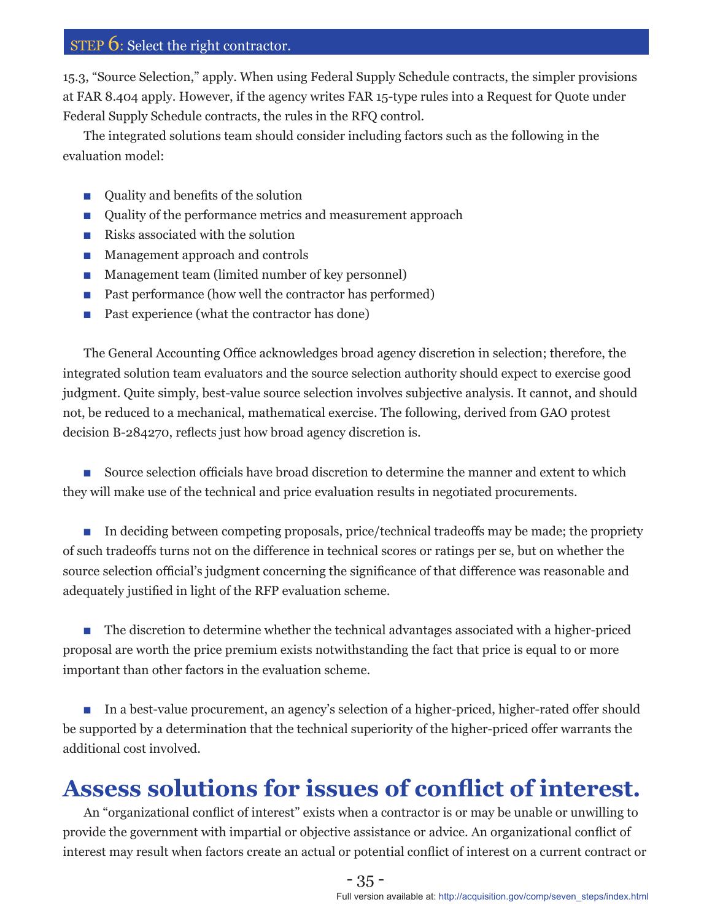15.3, "Source Selection," apply. When using Federal Supply Schedule contracts, the simpler provisions at FAR 8.404 apply. However, if the agency writes FAR 15-type rules into a Request for Quote under Federal Supply Schedule contracts, the rules in the RFQ control.

The integrated solutions team should consider including factors such as the following in the evaluation model:

- Quality and benefits of the solution
- Quality of the performance metrics and measurement approach
- Risks associated with the solution
- Management approach and controls
- Management team (limited number of key personnel)
- Past performance (how well the contractor has performed)
- Past experience (what the contractor has done)

The General Accounting Office acknowledges broad agency discretion in selection; therefore, the integrated solution team evaluators and the source selection authority should expect to exercise good judgment. Quite simply, best-value source selection involves subjective analysis. It cannot, and should not, be reduced to a mechanical, mathematical exercise. The following, derived from GAO protest decision B-284270, reflects just how broad agency discretion is.

- Source selection officials have broad discretion to determine the manner and extent to which they will make use of the technical and price evaluation results in negotiated procurements.

- In deciding between competing proposals, price/technical tradeoffs may be made; the propriety of such tradeoffs turns not on the difference in technical scores or ratings per se, but on whether the source selection official's judgment concerning the significance of that difference was reasonable and adequately justified in light of the RFP evaluation scheme.

- The discretion to determine whether the technical advantages associated with a higher-priced proposal are worth the price premium exists notwithstanding the fact that price is equal to or more important than other factors in the evaluation scheme.

- In a best-value procurement, an agency's selection of a higher-priced, higher-rated offer should be supported by a determination that the technical superiority of the higher-priced offer warrants the additional cost involved.

# Assess solutions for issues of conflict of interest.

An "organizational conflict of interest" exists when a contractor is or may be unable or unwilling to provide the government with impartial or objective assistance or advice. An organizational conflict of interest may result when factors create an actual or potential conflict of interest on a current contract or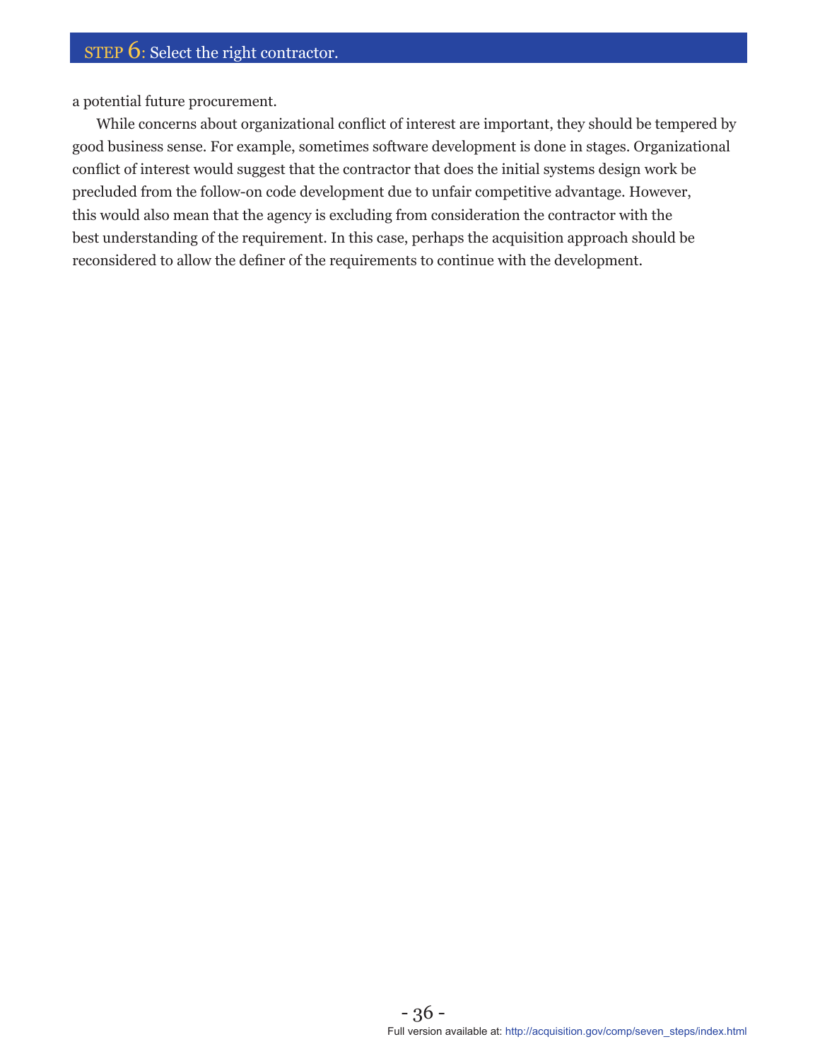a potential future procurement.

While concerns about organizational conflict of interest are important, they should be tempered by good business sense. For example, sometimes software development is done in stages. Organizational conflict of interest would suggest that the contractor that does the initial systems design work be precluded from the follow-on code development due to unfair competitive advantage. However, this would also mean that the agency is excluding from consideration the contractor with the best understanding of the requirement. In this case, perhaps the acquisition approach should be reconsidered to allow the definer of the requirements to continue with the development.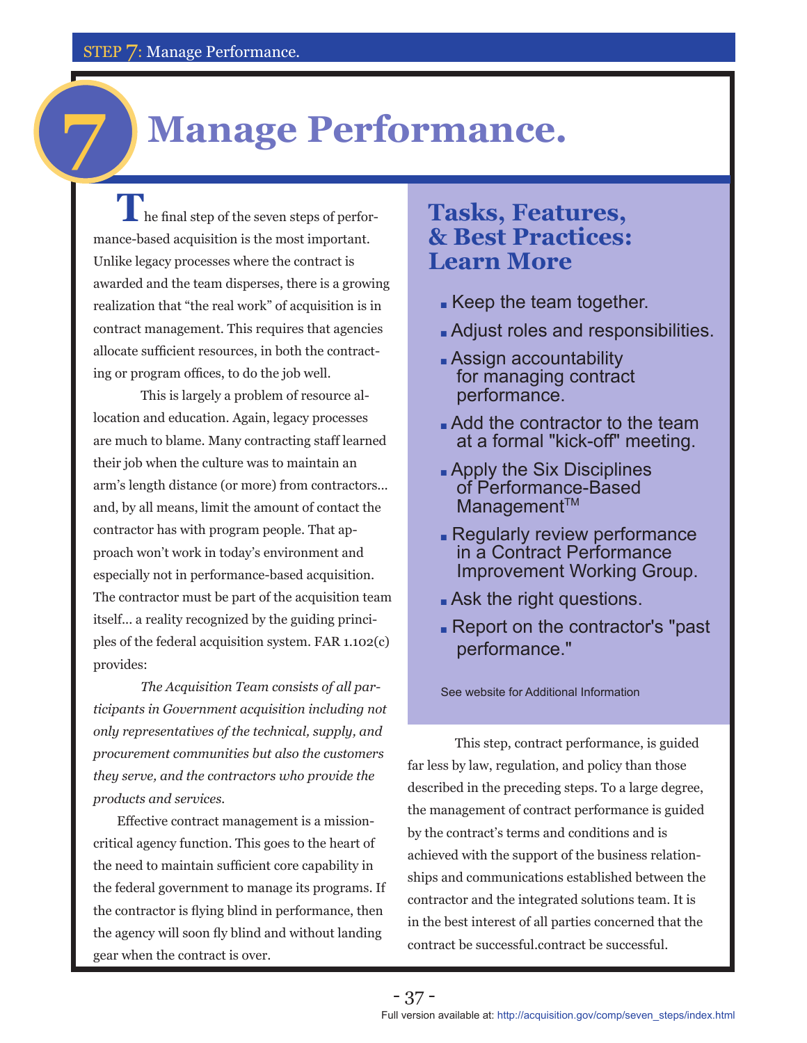# 7 Manage Performance.

The final step of the seven steps of performance-based acquisition is the most important. Unlike legacy processes where the contract is awarded and the team disperses, there is a growing realization that "the real work" of acquisition is in contract management. This requires that agencies allocate sufficient resources, in both the contracting or program offices, to do the job well.

This is largely a problem of resource allocation and education. Again, legacy processes are much to blame. Many contracting staff learned their job when the culture was to maintain an arm's length distance (or more) from contractors... and, by all means, limit the amount of contact the contractor has with program people. That approach won't work in today's environment and especially not in performance-based acquisition. The contractor must be part of the acquisition team itself... a reality recognized by the guiding principles of the federal acquisition system. FAR 1.102(c) provides:

*The Acquisition Team consists of all participants in Government acquisition including not only representatives of the technical, supply, and procurement communities but also the customers they serve, and the contractors who provide the products and services.*

Effective contract management is a mission-critical agency function. This goes to the heart of the need to maintain sufficient core capability in the federal government to manage its programs. If the contractor is flying blind in performance, then the agency will soon fly blind and without landing gear when the contract is over.

## Tasks, Features, & Best Practices: Learn More

- Keep the team together.
- Adjust roles and responsibilities.
- Assign accountability for managing contract performance.
- Add the contractor to the team at a formal "kick-off" meeting.
- Apply the Six Disciplines of Performance-Based Management™
- Regularly review performance in a Contract Performance Improvement Working Group.
- Ask the right questions.
- Report on the contractor's "past performance."

See website for Additional Information

This step, contract performance, is guided far less by law, regulation, and policy than those described in the preceding steps. To a large degree, the management of contract performance is guided by the contract's terms and conditions and is achieved with the support of the business relationships and communications established between the contractor and the integrated solutions team. It is in the best interest of all parties concerned that the contract be successful.contract be successful.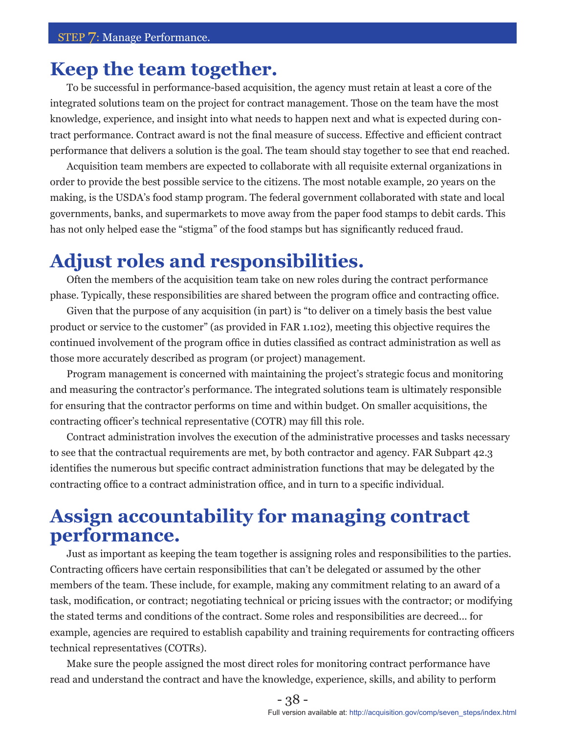## Keep the team together.

To be successful in performance-based acquisition, the agency must retain at least a core of the integrated solutions team on the project for contract management. Those on the team have the most knowledge, experience, and insight into what needs to happen next and what is expected during contract performance. Contract award is not the final measure of success. Effective and efficient contract performance that delivers a solution is the goal. The team should stay together to see that end reached.

Acquisition team members are expected to collaborate with all requisite external organizations in order to provide the best possible service to the citizens. The most notable example, 20 years on the making, is the USDA's food stamp program. The federal government collaborated with state and local governments, banks, and supermarkets to move away from the paper food stamps to debit cards. This has not only helped ease the "stigma" of the food stamps but has significantly reduced fraud.

## Adjust roles and responsibilities.

Often the members of the acquisition team take on new roles during the contract performance phase. Typically, these responsibilities are shared between the program office and contracting office.

Given that the purpose of any acquisition (in part) is "to deliver on a timely basis the best value product or service to the customer" (as provided in FAR 1.102), meeting this objective requires the continued involvement of the program office in duties classified as contract administration as well as those more accurately described as program (or project) management.

Program management is concerned with maintaining the project's strategic focus and monitoring and measuring the contractor's performance. The integrated solutions team is ultimately responsible for ensuring that the contractor performs on time and within budget. On smaller acquisitions, the contracting officer's technical representative (COTR) may fill this role.

Contract administration involves the execution of the administrative processes and tasks necessary to see that the contractual requirements are met, by both contractor and agency. FAR Subpart 42.3 identifies the numerous but specific contract administration functions that may be delegated by the contracting office to a contract administration office, and in turn to a specific individual.

## Assign accountability for managing contract performance.

Just as important as keeping the team together is assigning roles and responsibilities to the parties. Contracting officers have certain responsibilities that can't be delegated or assumed by the other members of the team. These include, for example, making any commitment relating to an award of a task, modification, or contract; negotiating technical or pricing issues with the contractor; or modifying the stated terms and conditions of the contract. Some roles and responsibilities are decreed… for example, agencies are required to establish capability and training requirements for contracting officers technical representatives (COTRs).

Make sure the people assigned the most direct roles for monitoring contract performance have read and understand the contract and have the knowledge, experience, skills, and ability to perform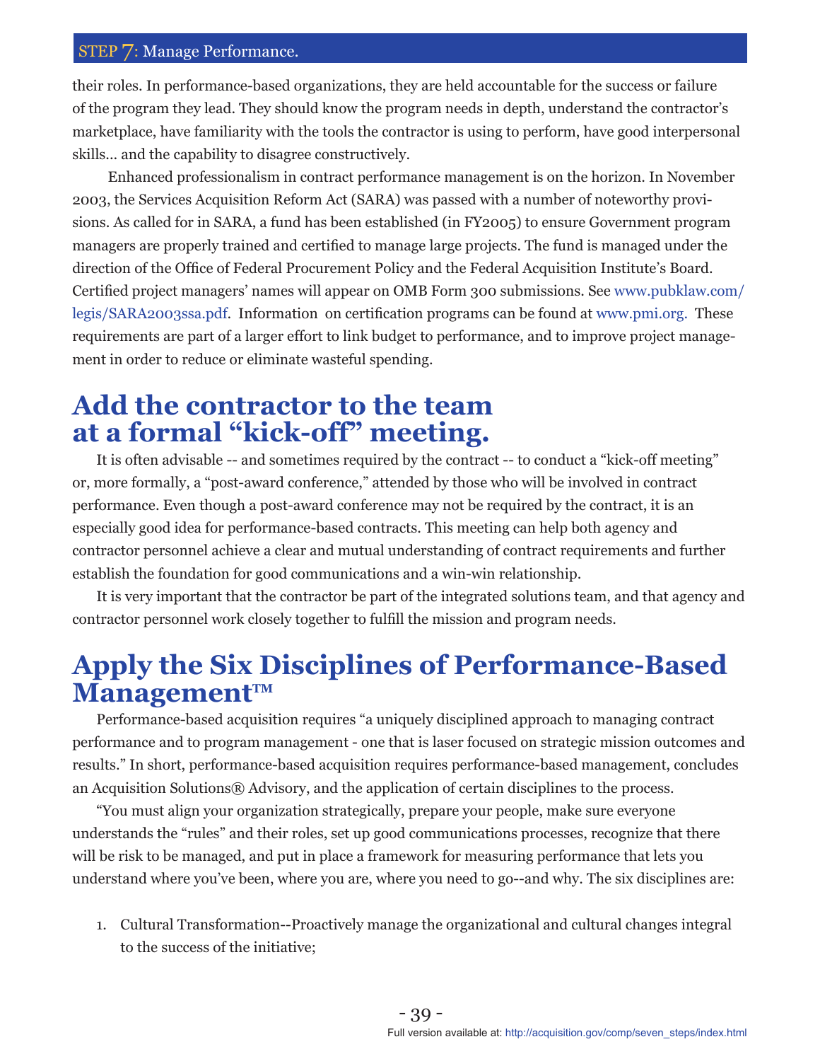their roles. In performance-based organizations, they are held accountable for the success or failure of the program they lead. They should know the program needs in depth, understand the contractor's marketplace, have familiarity with the tools the contractor is using to perform, have good interpersonal skills... and the capability to disagree constructively.

Enhanced professionalism in contract performance management is on the horizon. In November 2003, the Services Acquisition Reform Act (SARA) was passed with a number of noteworthy provisions. As called for in SARA, a fund has been established (in FY2005) to ensure Government program managers are properly trained and certified to manage large projects. The fund is managed under the direction of the Office of Federal Procurement Policy and the Federal Acquisition Institute's Board. Certified project managers' names will appear on OMB Form 300 submissions. See www.pubklaw.com/legis/SARA2003ssa.pdf. Information on certification programs can be found at www.pmi.org. These requirements are part of a larger effort to link budget to performance, and to improve project management in order to reduce or eliminate wasteful spending.

## Add the contractor to the team at a formal "kick-off" meeting.

It is often advisable -- and sometimes required by the contract -- to conduct a "kick-off meeting" or, more formally, a "post-award conference," attended by those who will be involved in contract performance. Even though a post-award conference may not be required by the contract, it is an especially good idea for performance-based contracts. This meeting can help both agency and contractor personnel achieve a clear and mutual understanding of contract requirements and further establish the foundation for good communications and a win-win relationship.

It is very important that the contractor be part of the integrated solutions team, and that agency and contractor personnel work closely together to fulfill the mission and program needs.

## Apply the Six Disciplines of Performance-Based Management™

Performance-based acquisition requires "a uniquely disciplined approach to managing contract performance and to program management - one that is laser focused on strategic mission outcomes and results." In short, performance-based acquisition requires performance-based management, concludes an Acquisition Solutions® Advisory, and the application of certain disciplines to the process.

"You must align your organization strategically, prepare your people, make sure everyone understands the "rules" and their roles, set up good communications processes, recognize that there will be risk to be managed, and put in place a framework for measuring performance that lets you understand where you've been, where you are, where you need to go--and why. The six disciplines are:

1. Cultural Transformation--Proactively manage the organizational and cultural changes integral to the success of the initiative;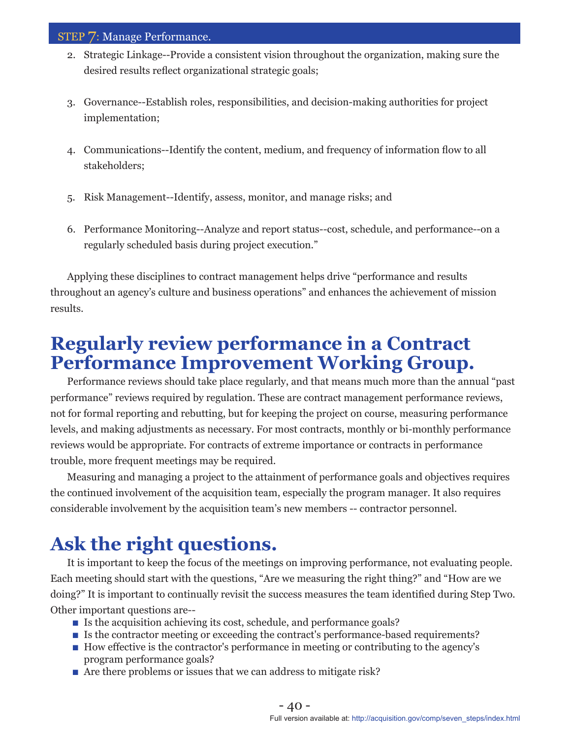2. Strategic Linkage--Provide a consistent vision throughout the organization, making sure the desired results reflect organizational strategic goals;

3. Governance--Establish roles, responsibilities, and decision-making authorities for project implementation;

4. Communications--Identify the content, medium, and frequency of information flow to all stakeholders;

5. Risk Management--Identify, assess, monitor, and manage risks; and

6. Performance Monitoring--Analyze and report status--cost, schedule, and performance--on a regularly scheduled basis during project execution."

Applying these disciplines to contract management helps drive "performance and results throughout an agency's culture and business operations" and enhances the achievement of mission results.

## Regularly review performance in a Contract Performance Improvement Working Group.

Performance reviews should take place regularly, and that means much more than the annual "past performance" reviews required by regulation. These are contract management performance reviews, not for formal reporting and rebutting, but for keeping the project on course, measuring performance levels, and making adjustments as necessary. For most contracts, monthly or bi-monthly performance reviews would be appropriate. For contracts of extreme importance or contracts in performance trouble, more frequent meetings may be required.

Measuring and managing a project to the attainment of performance goals and objectives requires the continued involvement of the acquisition team, especially the program manager. It also requires considerable involvement by the acquisition team's new members -- contractor personnel.

## Ask the right questions.

It is important to keep the focus of the meetings on improving performance, not evaluating people. Each meeting should start with the questions, "Are we measuring the right thing?" and "How are we doing?" It is important to continually revisit the success measures the team identified during Step Two. Other important questions are--

- Is the acquisition achieving its cost, schedule, and performance goals?
- Is the contractor meeting or exceeding the contract's performance-based requirements?
- How effective is the contractor's performance in meeting or contributing to the agency's program performance goals?
- Are there problems or issues that we can address to mitigate risk?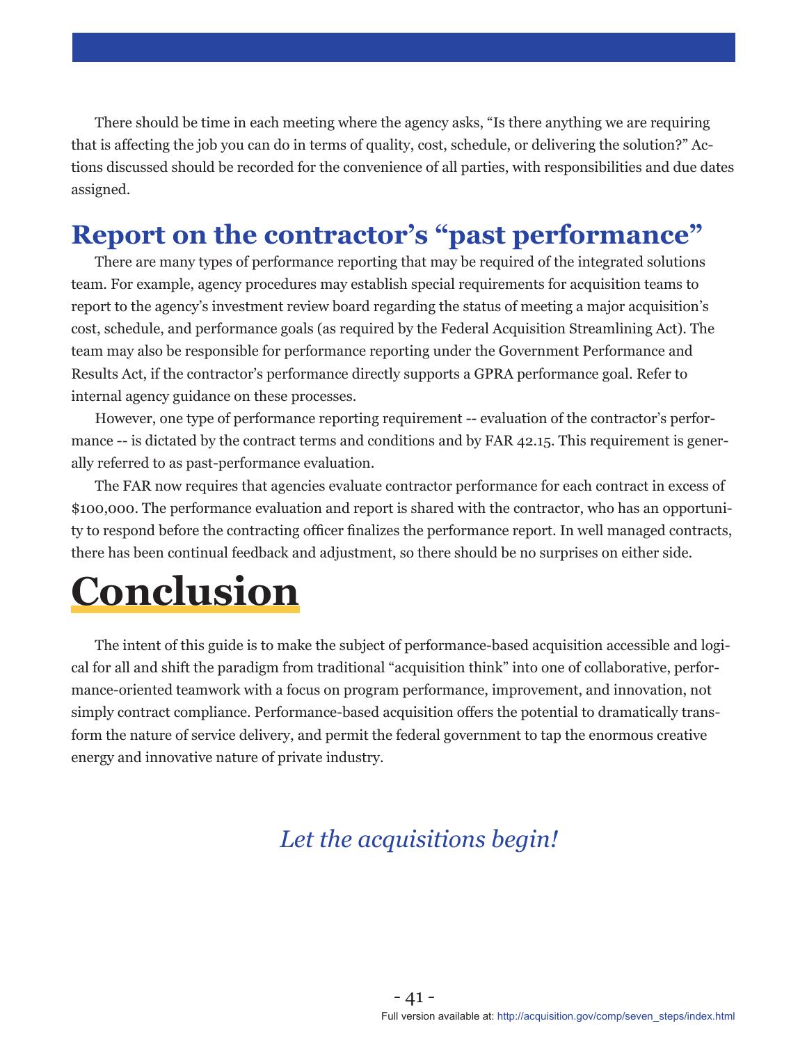There should be time in each meeting where the agency asks, "Is there anything we are requiring that is affecting the job you can do in terms of quality, cost, schedule, or delivering the solution?" Actions discussed should be recorded for the convenience of all parties, with responsibilities and due dates assigned.

## Report on the contractor's "past performance"

There are many types of performance reporting that may be required of the integrated solutions team. For example, agency procedures may establish special requirements for acquisition teams to report to the agency's investment review board regarding the status of meeting a major acquisition's cost, schedule, and performance goals (as required by the Federal Acquisition Streamlining Act). The team may also be responsible for performance reporting under the Government Performance and Results Act, if the contractor's performance directly supports a GPRA performance goal. Refer to internal agency guidance on these processes.

However, one type of performance reporting requirement -- evaluation of the contractor's performance -- is dictated by the contract terms and conditions and by FAR 42.15. This requirement is generally referred to as past-performance evaluation.

The FAR now requires that agencies evaluate contractor performance for each contract in excess of $100,000. The performance evaluation and report is shared with the contractor, who has an opportunity to respond before the contracting officer finalizes the performance report. In well managed contracts, there has been continual feedback and adjustment, so there should be no surprises on either side.

# Conclusion

The intent of this guide is to make the subject of performance-based acquisition accessible and logical for all and shift the paradigm from traditional "acquisition think" into one of collaborative, performance-oriented teamwork with a focus on program performance, improvement, and innovation, not simply contract compliance. Performance-based acquisition offers the potential to dramatically transform the nature of service delivery, and permit the federal government to tap the enormous creative energy and innovative nature of private industry.

*Let the acquisitions begin!*

Full version available at: http://acquisition.gov/comp/seven_steps/index.html